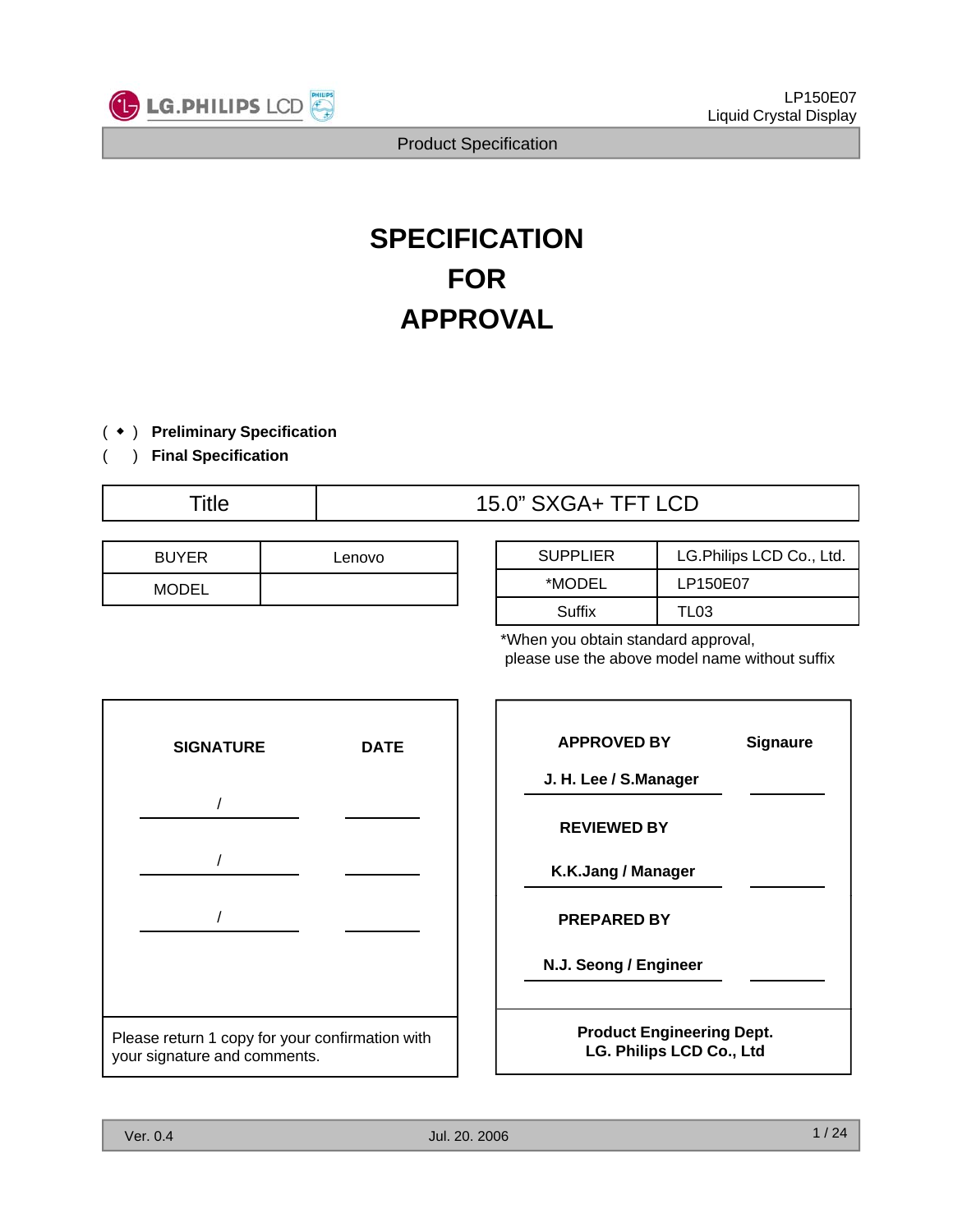# SPECIFICATION FOR APPROVAL

( ◆ ) **Preliminary Specification**

(    ) **Final Specification**

| Title | 15.0" SXGA+ TFT LCD |
|---|---|

| BUYER | Lenovo |
|---|---|
| MODEL | |

| SUPPLIER | LG.Philips LCD Co., Ltd. |
|---|---|
| *MODEL | LP150E07 |
| Suffix | TL03 |

*When you obtain standard approval, please use the above model name without suffix

| SIGNATURE | DATE |
|---|---|
| / | |
| / | |
| / | |

Please return 1 copy for your confirmation with your signature and comments.

| APPROVED BY | Signaure |
|---|---|
| **J. H. Lee / S.Manager** | |
| **REVIEWED BY** | |
| **K.K.Jang / Manager** | |
| **PREPARED BY** | |
| **N.J. Seong / Engineer** | |

**Product Engineering Dept.**
**LG. Philips LCD Co., Ltd**

Ver. 0.4 Jul. 20. 2006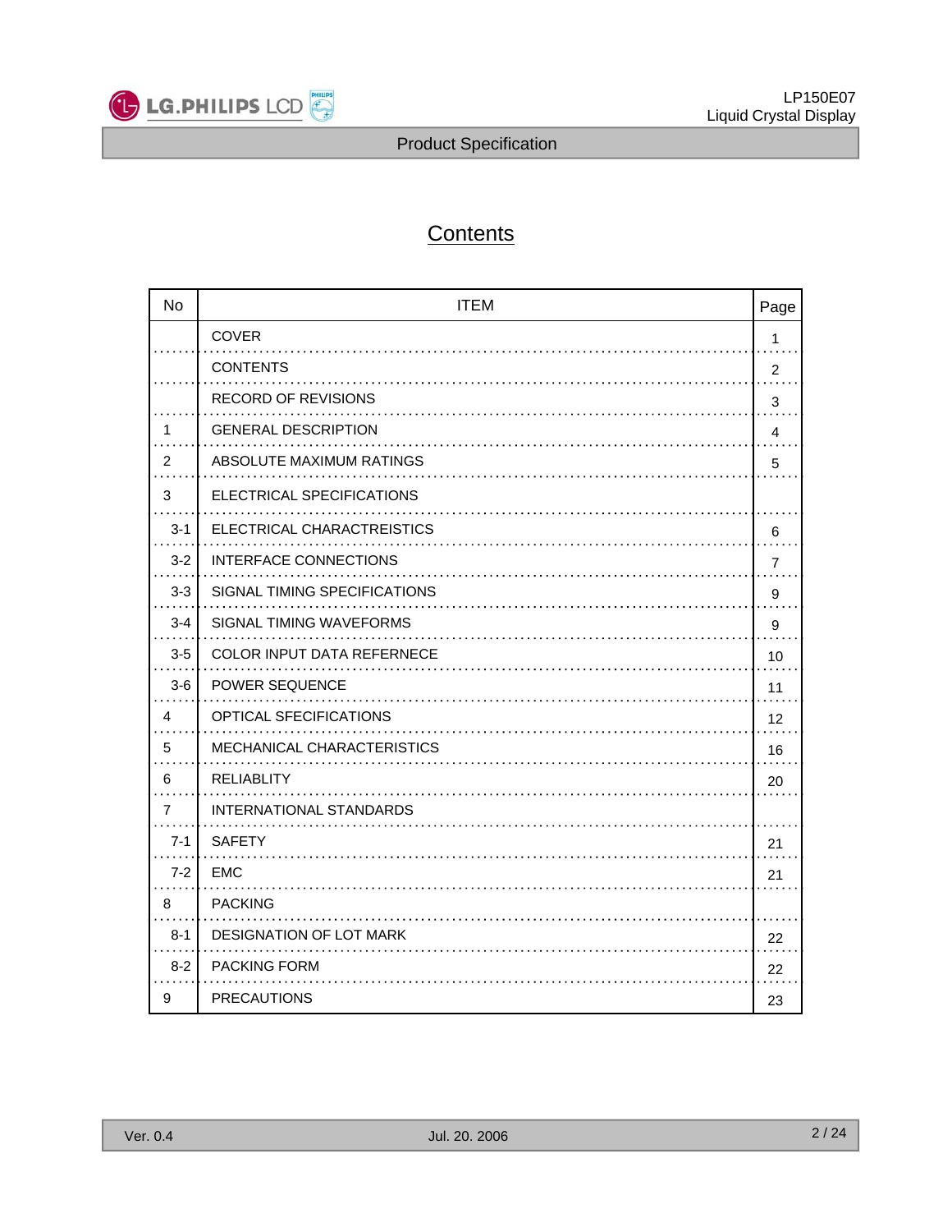# Contents

| No | ITEM | Page |
|---|---|---|
| | COVER | 1 |
| | CONTENTS | 2 |
| | RECORD OF REVISIONS | 3 |
| 1 | GENERAL DESCRIPTION | 4 |
| 2 | ABSOLUTE MAXIMUM RATINGS | 5 |
| 3 | ELECTRICAL SPECIFICATIONS | |
| 3-1 | ELECTRICAL CHARACTREISTICS | 6 |
| 3-2 | INTERFACE CONNECTIONS | 7 |
| 3-3 | SIGNAL TIMING SPECIFICATIONS | 9 |
| 3-4 | SIGNAL TIMING WAVEFORMS | 9 |
| 3-5 | COLOR INPUT DATA REFERNECE | 10 |
| 3-6 | POWER SEQUENCE | 11 |
| 4 | OPTICAL SFECIFICATIONS | 12 |
| 5 | MECHANICAL CHARACTERISTICS | 16 |
| 6 | RELIABLITY | 20 |
| 7 | INTERNATIONAL STANDARDS | |
| 7-1 | SAFETY | 21 |
| 7-2 | EMC | 21 |
| 8 | PACKING | |
| 8-1 | DESIGNATION OF LOT MARK | 22 |
| 8-2 | PACKING FORM | 22 |
| 9 | PRECAUTIONS | 23 |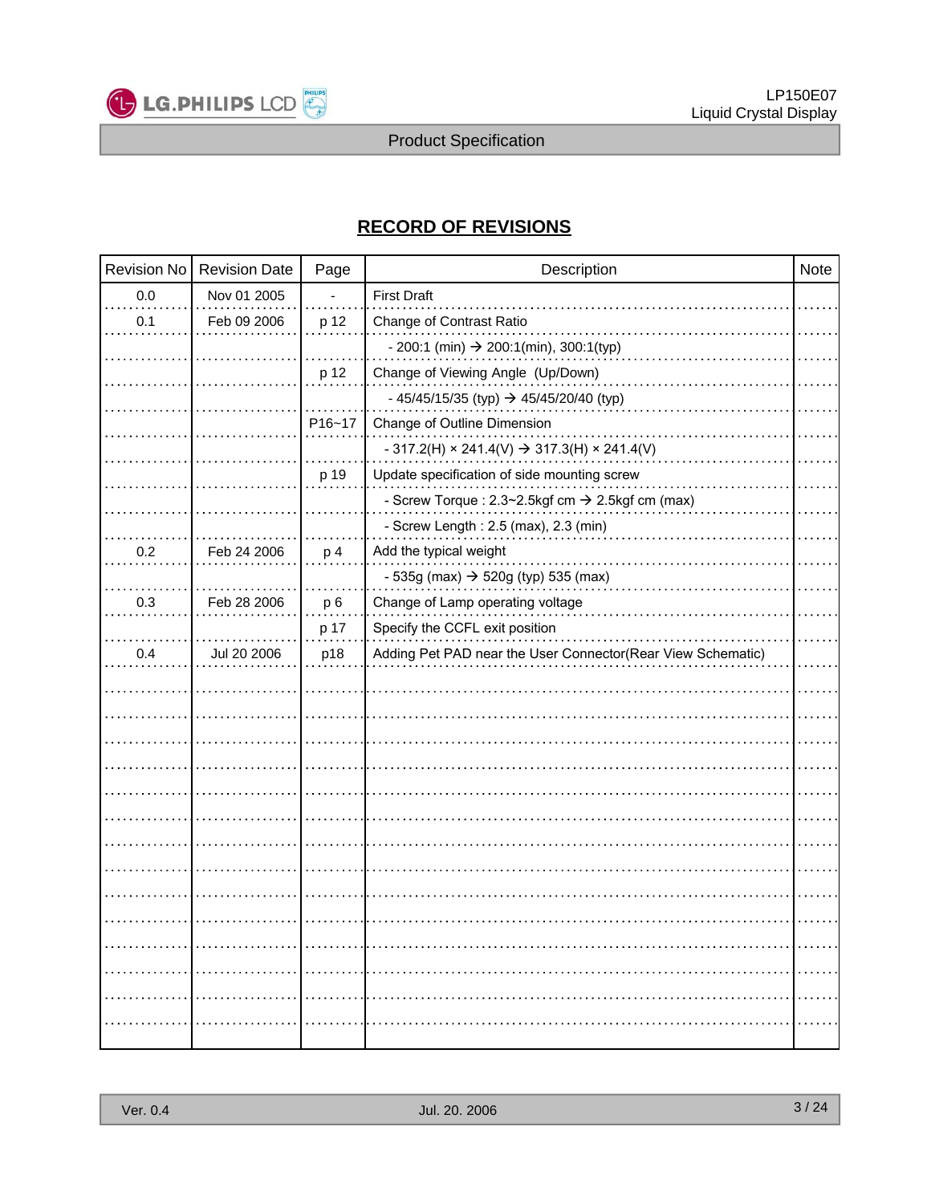# RECORD OF REVISIONS

| Revision No | Revision Date | Page | Description | Note |
|---|---|---|---|---|
| 0.0 | Nov 01 2005 | - | First Draft | |
| 0.1 | Feb 09 2006 | p 12 | Change of Contrast Ratio | |
| | | | - 200:1 (min) → 200:1(min), 300:1(typ) | |
| | | p 12 | Change of Viewing Angle (Up/Down) | |
| | | | - 45/45/15/35 (typ) → 45/45/20/40 (typ) | |
| | | P16~17 | Change of Outline Dimension | |
| | | | - 317.2(H) × 241.4(V) → 317.3(H) × 241.4(V) | |
| | | p 19 | Update specification of side mounting screw | |
| | | | - Screw Torque : 2.3~2.5kgf cm → 2.5kgf cm (max) | |
| | | | - Screw Length : 2.5 (max), 2.3 (min) | |
| 0.2 | Feb 24 2006 | p 4 | Add the typical weight | |
| | | | - 535g (max) → 520g (typ) 535 (max) | |
| 0.3 | Feb 28 2006 | p 6 | Change of Lamp operating voltage | |
| | | p 17 | Specify the CCFL exit position | |
| 0.4 | Jul 20 2006 | p18 | Adding Pet PAD near the User Connector(Rear View Schematic) | |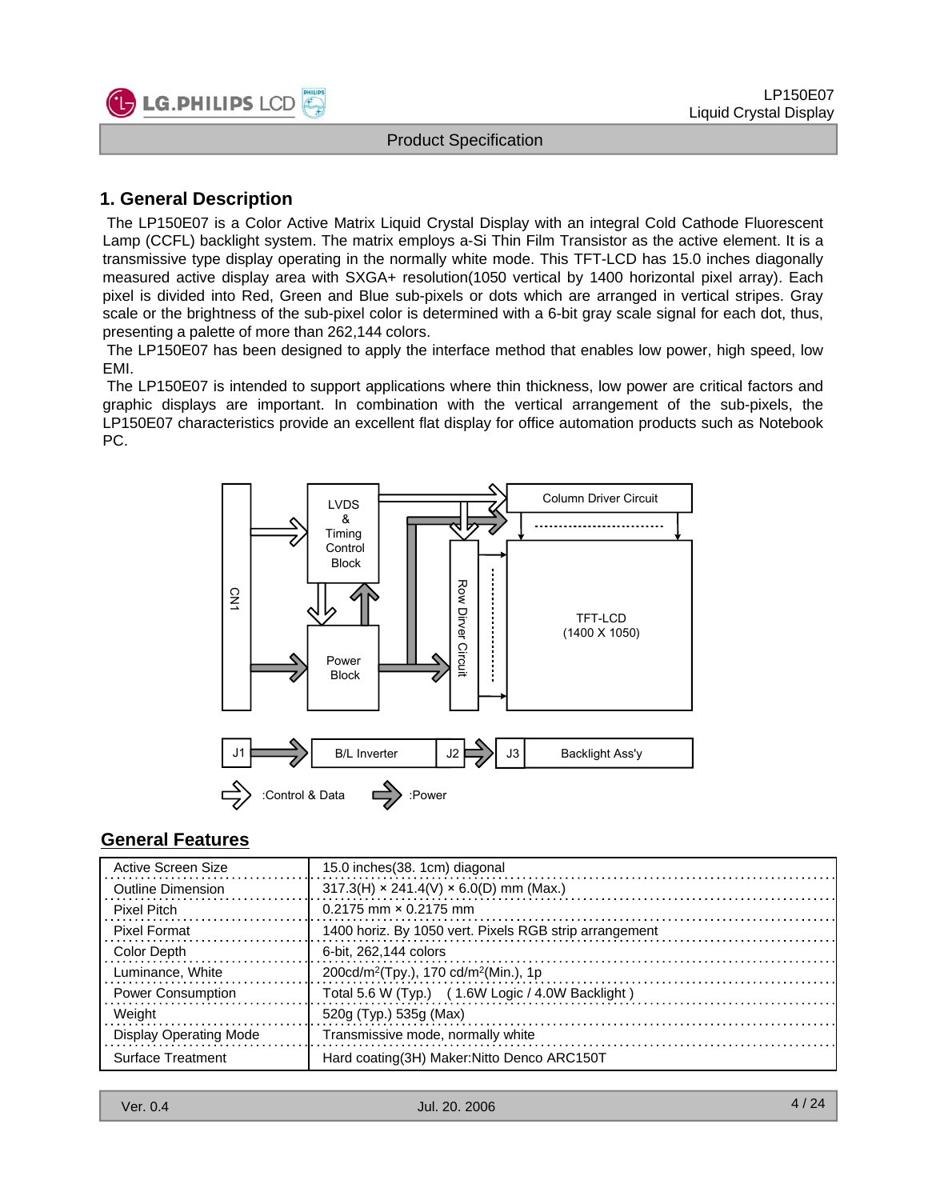## 1. General Description

The LP150E07 is a Color Active Matrix Liquid Crystal Display with an integral Cold Cathode Fluorescent Lamp (CCFL) backlight system. The matrix employs a-Si Thin Film Transistor as the active element. It is a transmissive type display operating in the normally white mode. This TFT-LCD has 15.0 inches diagonally measured active display area with SXGA+ resolution(1050 vertical by 1400 horizontal pixel array). Each pixel is divided into Red, Green and Blue sub-pixels or dots which are arranged in vertical stripes. Gray scale or the brightness of the sub-pixel color is determined with a 6-bit gray scale signal for each dot, thus, presenting a palette of more than 262,144 colors.

The LP150E07 has been designed to apply the interface method that enables low power, high speed, low EMI.

The LP150E07 is intended to support applications where thin thickness, low power are critical factors and graphic displays are important. In combination with the vertical arrangement of the sub-pixels, the LP150E07 characteristics provide an excellent flat display for office automation products such as Notebook PC.

CN1, LVDS & Timing Control Block, Column Driver Circuit, Row Driver Circuit, TFT-LCD (1400 X 1050), Power Block

J1, B/L Inverter, J2, J3, Backlight Ass'y

:Control & Data :Power

## General Features

| | |
|---|---|
| Active Screen Size | 15.0 inches(38. 1cm) diagonal |
| Outline Dimension | 317.3(H) × 241.4(V) × 6.0(D) mm (Max.) |
| Pixel Pitch | 0.2175 mm × 0.2175 mm |
| Pixel Format | 1400 horiz. By 1050 vert. Pixels RGB strip arrangement |
| Color Depth | 6-bit, 262,144 colors |
| Luminance, White | 200cd/m$^2$(Tpy.), 170 cd/m$^2$(Min.), 1p |
| Power Consumption | Total 5.6 W (Typ.) ( 1.6W Logic / 4.0W Backlight ) |
| Weight | 520g (Typ.) 535g (Max) |
| Display Operating Mode | Transmissive mode, normally white |
| Surface Treatment | Hard coating(3H) Maker:Nitto Denco ARC150T |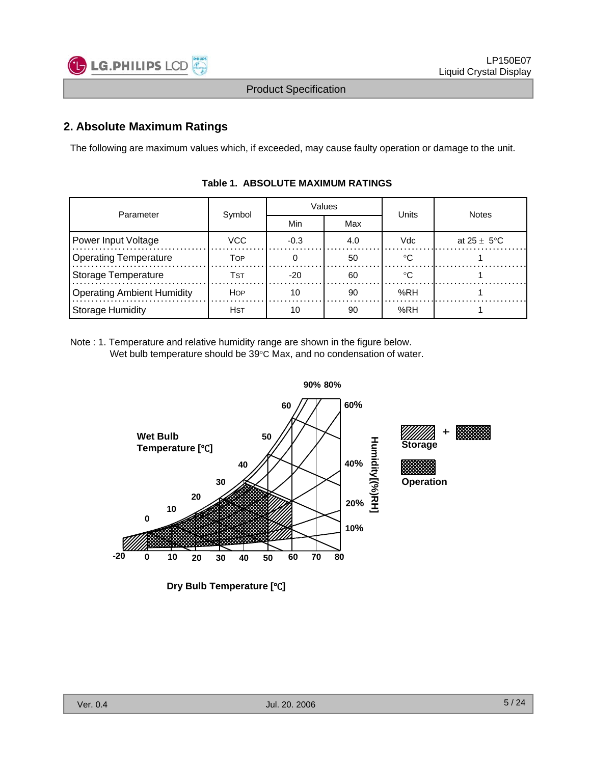## 2. Absolute Maximum Ratings

The following are maximum values which, if exceeded, may cause faulty operation or damage to the unit.

**Table 1. ABSOLUTE MAXIMUM RATINGS**

| Parameter | Symbol | Values | | Units | Notes |
|---|---|---|---|---|---|
| | | Min | Max | | |
| Power Input Voltage | VCC | -0.3 | 4.0 | Vdc | at 25 ± 5°C |
| Operating Temperature | TOP | 0 | 50 | °C | 1 |
| Storage Temperature | TST | -20 | 60 | °C | 1 |
| Operating Ambient Humidity | HOP | 10 | 90 | %RH | 1 |
| Storage Humidity | HST | 10 | 90 | %RH | 1 |

Note : 1. Temperature and relative humidity range are shown in the figure below.
Wet bulb temperature should be 39°C Max, and no condensation of water.

Wet Bulb Temperature [℃]

Humidity[(%)RH]

Storage

Operation

Dry Bulb Temperature [℃]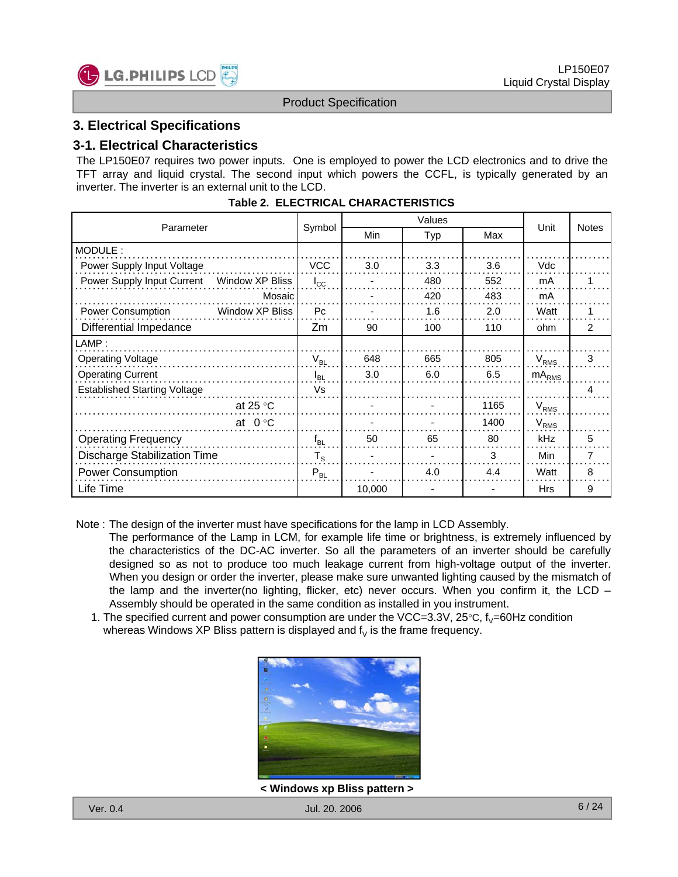## 3. Electrical Specifications

### 3-1. Electrical Characteristics

The LP150E07 requires two power inputs. One is employed to power the LCD electronics and to drive the TFT array and liquid crystal. The second input which powers the CCFL, is typically generated by an inverter. The inverter is an external unit to the LCD.

**Table 2. ELECTRICAL CHARACTERISTICS**

| Parameter | | Symbol | Values | | | Unit | Notes |
|---|---|---|---|---|---|---|---|
| | | | Min | Typ | Max | | |
| MODULE : | | | | | | | |
| Power Supply Input Voltage | | VCC | 3.0 | 3.3 | 3.6 | Vdc | |
| Power Supply Input Current | Window XP Bliss | $I_{CC}$ | - | 480 | 552 | mA | 1 |
| | Mosaic | | - | 420 | 483 | mA | |
| Power Consumption | Window XP Bliss | Pc | - | 1.6 | 2.0 | Watt | 1 |
| Differential Impedance | | Zm | 90 | 100 | 110 | ohm | 2 |
| LAMP : | | | | | | | |
| Operating Voltage | | $V_{BL}$ | 648 | 665 | 805 | $V_{RMS}$ | 3 |
| Operating Current | | $I_{BL}$ | 3.0 | 6.0 | 6.5 | $mA_{RMS}$ | |
| Established Starting Voltage | | Vs | | | | | 4 |
| | at 25 °C | | - | - | 1165 | $V_{RMS}$ | |
| | at 0 °C | | - | - | 1400 | $V_{RMS}$ | |
| Operating Frequency | | $f_{BL}$ | 50 | 65 | 80 | kHz | 5 |
| Discharge Stabilization Time | | $T_S$ | - | - | 3 | Min | 7 |
| Power Consumption | | $P_{BL}$ | - | 4.0 | 4.4 | Watt | 8 |
| Life Time | | | 10,000 | - | - | Hrs | 9 |

Note : The design of the inverter must have specifications for the lamp in LCD Assembly.
The performance of the Lamp in LCM, for example life time or brightness, is extremely influenced by the characteristics of the DC-AC inverter. So all the parameters of an inverter should be carefully designed so as not to produce too much leakage current from high-voltage output of the inverter. When you design or order the inverter, please make sure unwanted lighting caused by the mismatch of the lamp and the inverter(no lighting, flicker, etc) never occurs. When you confirm it, the LCD – Assembly should be operated in the same condition as installed in you instrument.

1. The specified current and power consumption are under the VCC=3.3V, 25°C, $f_V$=60Hz condition whereas Windows XP Bliss pattern is displayed and $f_V$ is the frame frequency.

**< Windows xp Bliss pattern >**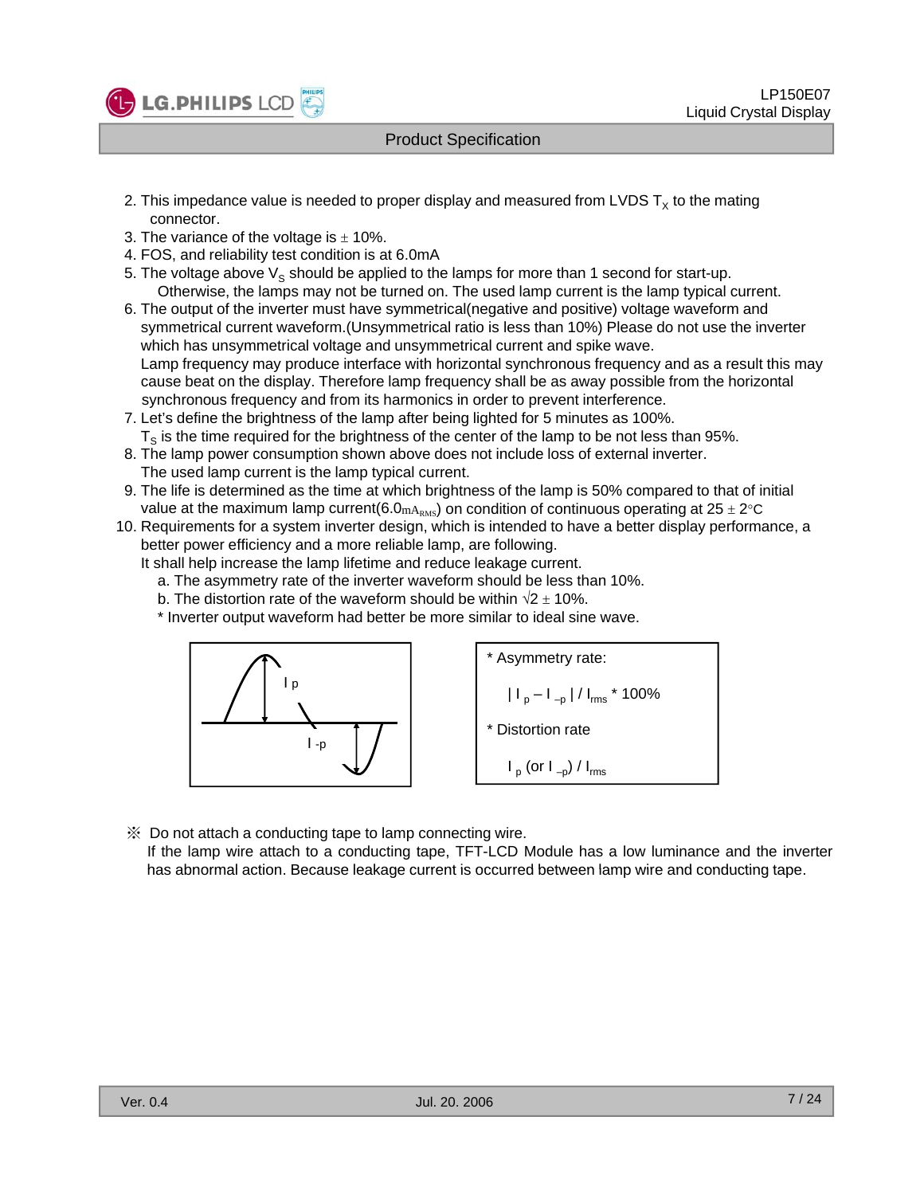2. This impedance value is needed to proper display and measured from LVDS $T_X$ to the mating connector.
3. The variance of the voltage is ± 10%.
4. FOS, and reliability test condition is at 6.0mA
5. The voltage above $V_S$ should be applied to the lamps for more than 1 second for start-up. Otherwise, the lamps may not be turned on. The used lamp current is the lamp typical current.
6. The output of the inverter must have symmetrical(negative and positive) voltage waveform and symmetrical current waveform.(Unsymmetrical ratio is less than 10%) Please do not use the inverter which has unsymmetrical voltage and unsymmetrical current and spike wave.
   Lamp frequency may produce interface with horizontal synchronous frequency and as a result this may cause beat on the display. Therefore lamp frequency shall be as away possible from the horizontal synchronous frequency and from its harmonics in order to prevent interference.
7. Let's define the brightness of the lamp after being lighted for 5 minutes as 100%.
   $T_S$ is the time required for the brightness of the center of the lamp to be not less than 95%.
8. The lamp power consumption shown above does not include loss of external inverter.
   The used lamp current is the lamp typical current.
9. The life is determined as the time at which brightness of the lamp is 50% compared to that of initial value at the maximum lamp current(6.0$mA_{RMS}$) on condition of continuous operating at 25 ± 2°C
10. Requirements for a system inverter design, which is intended to have a better display performance, a better power efficiency and a more reliable lamp, are following.
    It shall help increase the lamp lifetime and reduce leakage current.
    a. The asymmetry rate of the inverter waveform should be less than 10%.
    b. The distortion rate of the waveform should be within √2 ± 10%.
    * Inverter output waveform had better be more similar to ideal sine wave.

* Asymmetry rate:

  $| I_p - I_{-p} | / I_{rms} * 100\%$

* Distortion rate

  $I_p$ (or $I_{-p}$) / $I_{rms}$

※ Do not attach a conducting tape to lamp connecting wire.
If the lamp wire attach to a conducting tape, TFT-LCD Module has a low luminance and the inverter has abnormal action. Because leakage current is occurred between lamp wire and conducting tape.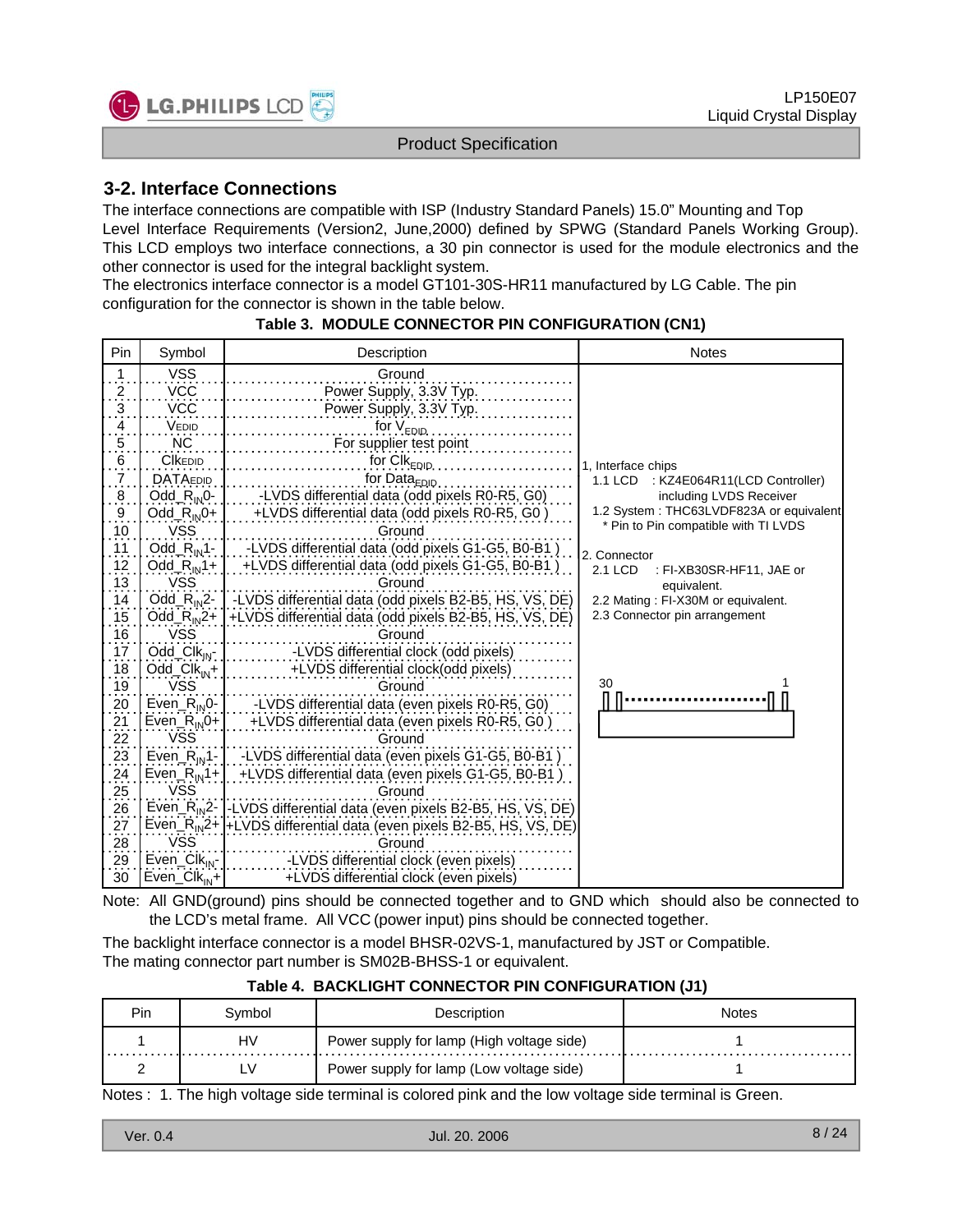## 3-2. Interface Connections

The interface connections are compatible with ISP (Industry Standard Panels) 15.0" Mounting and Top Level Interface Requirements (Version2, June,2000) defined by SPWG (Standard Panels Working Group). This LCD employs two interface connections, a 30 pin connector is used for the module electronics and the other connector is used for the integral backlight system.

The electronics interface connector is a model GT101-30S-HR11 manufactured by LG Cable. The pin configuration for the connector is shown in the table below.

**Table 3. MODULE CONNECTOR PIN CONFIGURATION (CN1)**

| Pin | Symbol | Description | Notes |
|---|---|---|---|
| 1 | VSS | Ground | 1, Interface chips<br>1.1 LCD : KZ4E064R11(LCD Controller) including LVDS Receiver<br>1.2 System : THC63LVDF823A or equivalent<br>* Pin to Pin compatible with TI LVDS<br><br>2. Connector<br>2.1 LCD : FI-XB30SR-HF11, JAE or equivalent.<br>2.2 Mating : FI-X30M or equivalent.<br>2.3 Connector pin arrangement<br><br>30 ... 1 |
| 2 | VCC | Power Supply, 3.3V Typ. | |
| 3 | VCC | Power Supply, 3.3V Typ. | |
| 4 | $V_{EDID}$ | for $V_{EDID}$ | |
| 5 | NC | For supplier test point | |
| 6 | $Clk_{EDID}$ | for $Clk_{EDID}$ | |
| 7 | $DATA_{EDID}$ | for $Data_{EDID}$ | |
| 8 | Odd_$R_{IN}$0- | -LVDS differential data (odd pixels R0-R5, G0) | |
| 9 | Odd_$R_{IN}$0+ | +LVDS differential data (odd pixels R0-R5, G0 ) | |
| 10 | VSS | Ground | |
| 11 | Odd_$R_{IN}$1- | -LVDS differential data (odd pixels G1-G5, B0-B1 ) | |
| 12 | Odd_$R_{IN}$1+ | +LVDS differential data (odd pixels G1-G5, B0-B1 ) | |
| 13 | VSS | Ground | |
| 14 | Odd_$R_{IN}$2- | -LVDS differential data (odd pixels B2-B5, HS, VS, DE) | |
| 15 | Odd_$R_{IN}$2+ | +LVDS differential data (odd pixels B2-B5, HS, VS, DE) | |
| 16 | VSS | Ground | |
| 17 | Odd_$Clk_{IN}$- | -LVDS differential clock (odd pixels) | |
| 18 | Odd_$Clk_{IN}$+ | +LVDS differential clock(odd pixels) | |
| 19 | VSS | Ground | |
| 20 | Even_$R_{IN}$0- | -LVDS differential data (even pixels R0-R5, G0) | |
| 21 | Even_$R_{IN}$0+ | +LVDS differential data (even pixels R0-R5, G0 ) | |
| 22 | VSS | Ground | |
| 23 | Even_$R_{IN}$1- | -LVDS differential data (even pixels G1-G5, B0-B1 ) | |
| 24 | Even_$R_{IN}$1+ | +LVDS differential data (even pixels G1-G5, B0-B1 ) | |
| 25 | VSS | Ground | |
| 26 | Even_$R_{IN}$2- | -LVDS differential data (even pixels B2-B5, HS, VS, DE) | |
| 27 | Even_$R_{IN}$2+ | +LVDS differential data (even pixels B2-B5, HS, VS, DE) | |
| 28 | VSS | Ground | |
| 29 | Even_$Clk_{IN}$- | -LVDS differential clock (even pixels) | |
| 30 | Even_$Clk_{IN}$+ | +LVDS differential clock (even pixels) | |

Note: All GND(ground) pins should be connected together and to GND which should also be connected to the LCD's metal frame. All VCC (power input) pins should be connected together.

The backlight interface connector is a model BHSR-02VS-1, manufactured by JST or Compatible.
The mating connector part number is SM02B-BHSS-1 or equivalent.

**Table 4. BACKLIGHT CONNECTOR PIN CONFIGURATION (J1)**

| Pin | Symbol | Description | Notes |
|---|---|---|---|
| 1 | HV | Power supply for lamp (High voltage side) | 1 |
| 2 | LV | Power supply for lamp (Low voltage side) | 1 |

Notes : 1. The high voltage side terminal is colored pink and the low voltage side terminal is Green.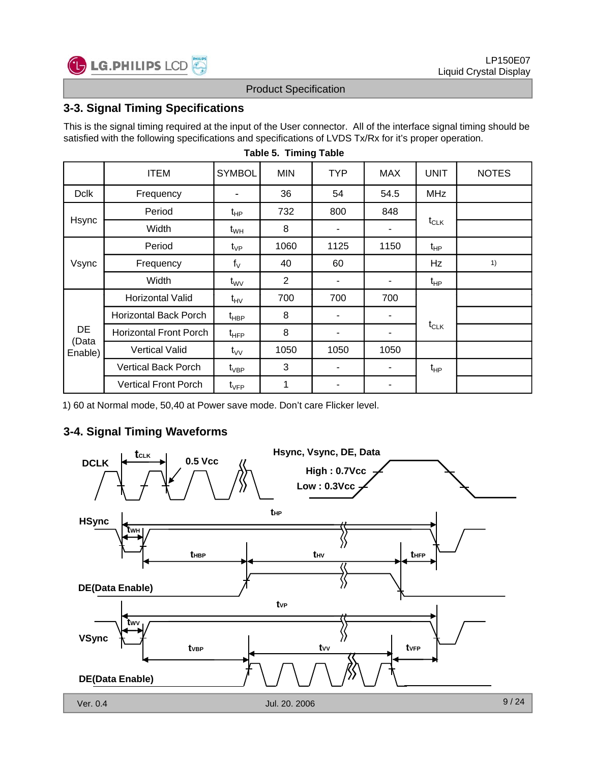## 3-3. Signal Timing Specifications

This is the signal timing required at the input of the User connector. All of the interface signal timing should be satisfied with the following specifications and specifications of LVDS Tx/Rx for it's proper operation.

**Table 5. Timing Table**

| | ITEM | SYMBOL | MIN | TYP | MAX | UNIT | NOTES |
|---|---|---|---|---|---|---|---|
| Dclk | Frequency | - | 36 | 54 | 54.5 | MHz | |
| Hsync | Period | $t_{HP}$ | 732 | 800 | 848 | $t_{CLK}$ | |
| | Width | $t_{WH}$ | 8 | - | - | | |
| Vsync | Period | $t_{VP}$ | 1060 | 1125 | 1150 | $t_{HP}$ | |
| | Frequency | $f_V$ | 40 | 60 | | Hz | 1) |
| | Width | $t_{WV}$ | 2 | - | - | $t_{HP}$ | |
| DE (Data Enable) | Horizontal Valid | $t_{HV}$ | 700 | 700 | 700 | $t_{CLK}$ | |
| | Horizontal Back Porch | $t_{HBP}$ | 8 | - | - | | |
| | Horizontal Front Porch | $t_{HFP}$ | 8 | - | - | | |
| | Vertical Valid | $t_{VV}$ | 1050 | 1050 | 1050 | $t_{HP}$ | |
| | Vertical Back Porch | $t_{VBP}$ | 3 | - | - | | |
| | Vertical Front Porch | $t_{VFP}$ | 1 | - | - | | |

1) 60 at Normal mode, 50,40 at Power save mode. Don't care Flicker level.

## 3-4. Signal Timing Waveforms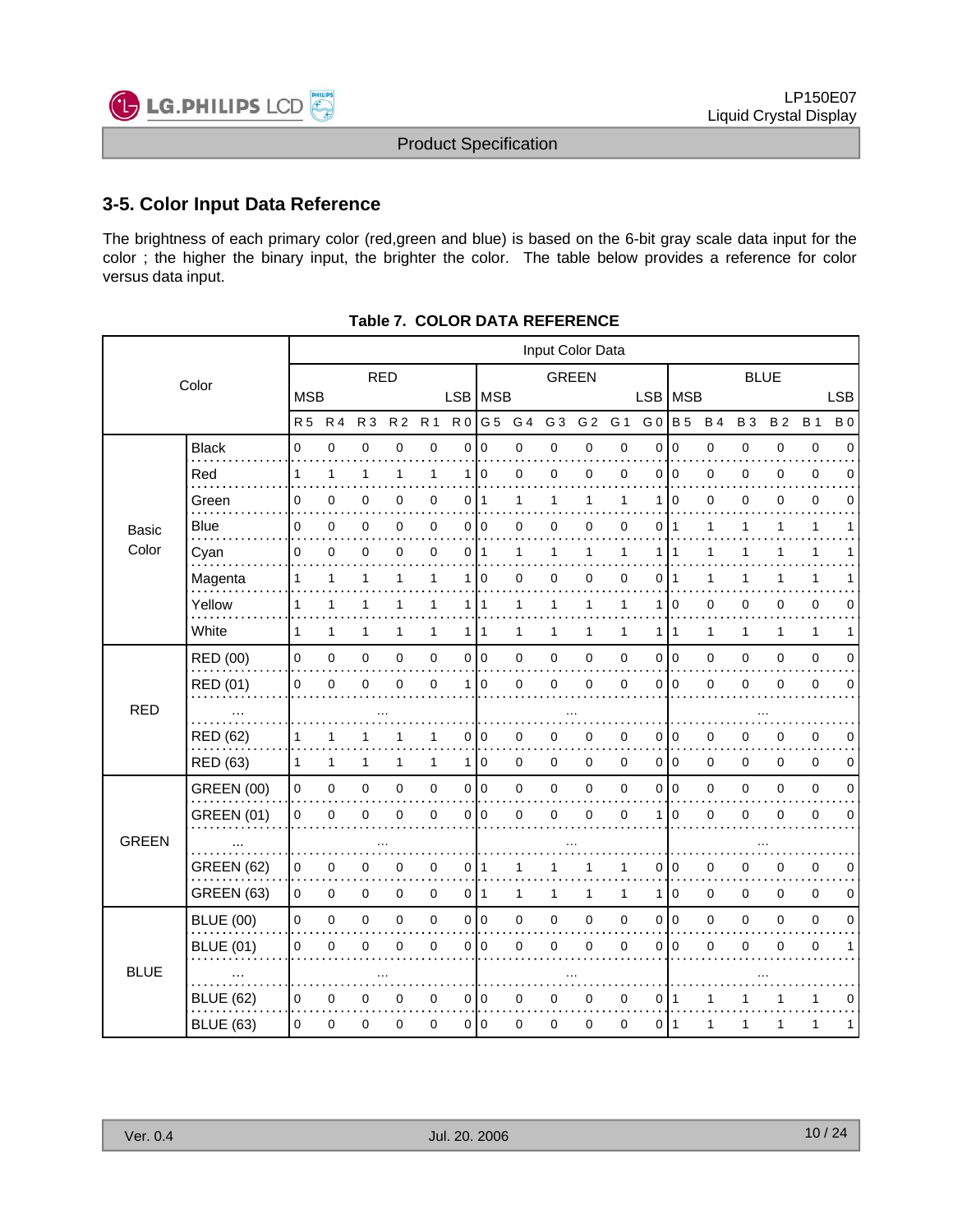## 3-5. Color Input Data Reference

The brightness of each primary color (red,green and blue) is based on the 6-bit gray scale data input for the color ; the higher the binary input, the brighter the color. The table below provides a reference for color versus data input.

**Table 7. COLOR DATA REFERENCE**

| Color | | Input Color Data | | | | | | | | | | | | | | | | | |
|---|---|---|---|---|---|---|---|---|---|---|---|---|---|---|---|---|---|---|---|
| | | RED | | | | | | GREEN | | | | | | BLUE | | | | | |
| | | MSB | | | | | LSB | MSB | | | | | LSB | MSB | | | | | LSB |
| | | R 5 | R 4 | R 3 | R 2 | R 1 | R 0 | G 5 | G 4 | G 3 | G 2 | G 1 | G 0 | B 5 | B 4 | B 3 | B 2 | B 1 | B 0 |
| Basic Color | Black | 0 | 0 | 0 | 0 | 0 | 0 | 0 | 0 | 0 | 0 | 0 | 0 | 0 | 0 | 0 | 0 | 0 | 0 |
| | Red | 1 | 1 | 1 | 1 | 1 | 1 | 0 | 0 | 0 | 0 | 0 | 0 | 0 | 0 | 0 | 0 | 0 | 0 |
| | Green | 0 | 0 | 0 | 0 | 0 | 0 | 1 | 1 | 1 | 1 | 1 | 1 | 0 | 0 | 0 | 0 | 0 | 0 |
| | Blue | 0 | 0 | 0 | 0 | 0 | 0 | 0 | 0 | 0 | 0 | 0 | 0 | 1 | 1 | 1 | 1 | 1 | 1 |
| | Cyan | 0 | 0 | 0 | 0 | 0 | 0 | 1 | 1 | 1 | 1 | 1 | 1 | 1 | 1 | 1 | 1 | 1 | 1 |
| | Magenta | 1 | 1 | 1 | 1 | 1 | 1 | 0 | 0 | 0 | 0 | 0 | 0 | 1 | 1 | 1 | 1 | 1 | 1 |
| | Yellow | 1 | 1 | 1 | 1 | 1 | 1 | 1 | 1 | 1 | 1 | 1 | 1 | 0 | 0 | 0 | 0 | 0 | 0 |
| | White | 1 | 1 | 1 | 1 | 1 | 1 | 1 | 1 | 1 | 1 | 1 | 1 | 1 | 1 | 1 | 1 | 1 | 1 |
| RED | RED (00) | 0 | 0 | 0 | 0 | 0 | 0 | 0 | 0 | 0 | 0 | 0 | 0 | 0 | 0 | 0 | 0 | 0 | 0 |
| | RED (01) | 0 | 0 | 0 | 0 | 0 | 1 | 0 | 0 | 0 | 0 | 0 | 0 | 0 | 0 | 0 | 0 | 0 | 0 |
| | ... | ... | | | | | | ... | | | | | | ... | | | | | |
| | RED (62) | 1 | 1 | 1 | 1 | 1 | 0 | 0 | 0 | 0 | 0 | 0 | 0 | 0 | 0 | 0 | 0 | 0 | 0 |
| | RED (63) | 1 | 1 | 1 | 1 | 1 | 1 | 0 | 0 | 0 | 0 | 0 | 0 | 0 | 0 | 0 | 0 | 0 | 0 |
| GREEN | GREEN (00) | 0 | 0 | 0 | 0 | 0 | 0 | 0 | 0 | 0 | 0 | 0 | 0 | 0 | 0 | 0 | 0 | 0 | 0 |
| | GREEN (01) | 0 | 0 | 0 | 0 | 0 | 0 | 0 | 0 | 0 | 0 | 0 | 1 | 0 | 0 | 0 | 0 | 0 | 0 |
| | ... | ... | | | | | | ... | | | | | | ... | | | | | |
| | GREEN (62) | 0 | 0 | 0 | 0 | 0 | 0 | 1 | 1 | 1 | 1 | 1 | 0 | 0 | 0 | 0 | 0 | 0 | 0 |
| | GREEN (63) | 0 | 0 | 0 | 0 | 0 | 0 | 1 | 1 | 1 | 1 | 1 | 1 | 0 | 0 | 0 | 0 | 0 | 0 |
| BLUE | BLUE (00) | 0 | 0 | 0 | 0 | 0 | 0 | 0 | 0 | 0 | 0 | 0 | 0 | 0 | 0 | 0 | 0 | 0 | 0 |
| | BLUE (01) | 0 | 0 | 0 | 0 | 0 | 0 | 0 | 0 | 0 | 0 | 0 | 0 | 0 | 0 | 0 | 0 | 0 | 1 |
| | ... | ... | | | | | | ... | | | | | | ... | | | | | |
| | BLUE (62) | 0 | 0 | 0 | 0 | 0 | 0 | 0 | 0 | 0 | 0 | 0 | 0 | 1 | 1 | 1 | 1 | 1 | 0 |
| | BLUE (63) | 0 | 0 | 0 | 0 | 0 | 0 | 0 | 0 | 0 | 0 | 0 | 0 | 1 | 1 | 1 | 1 | 1 | 1 |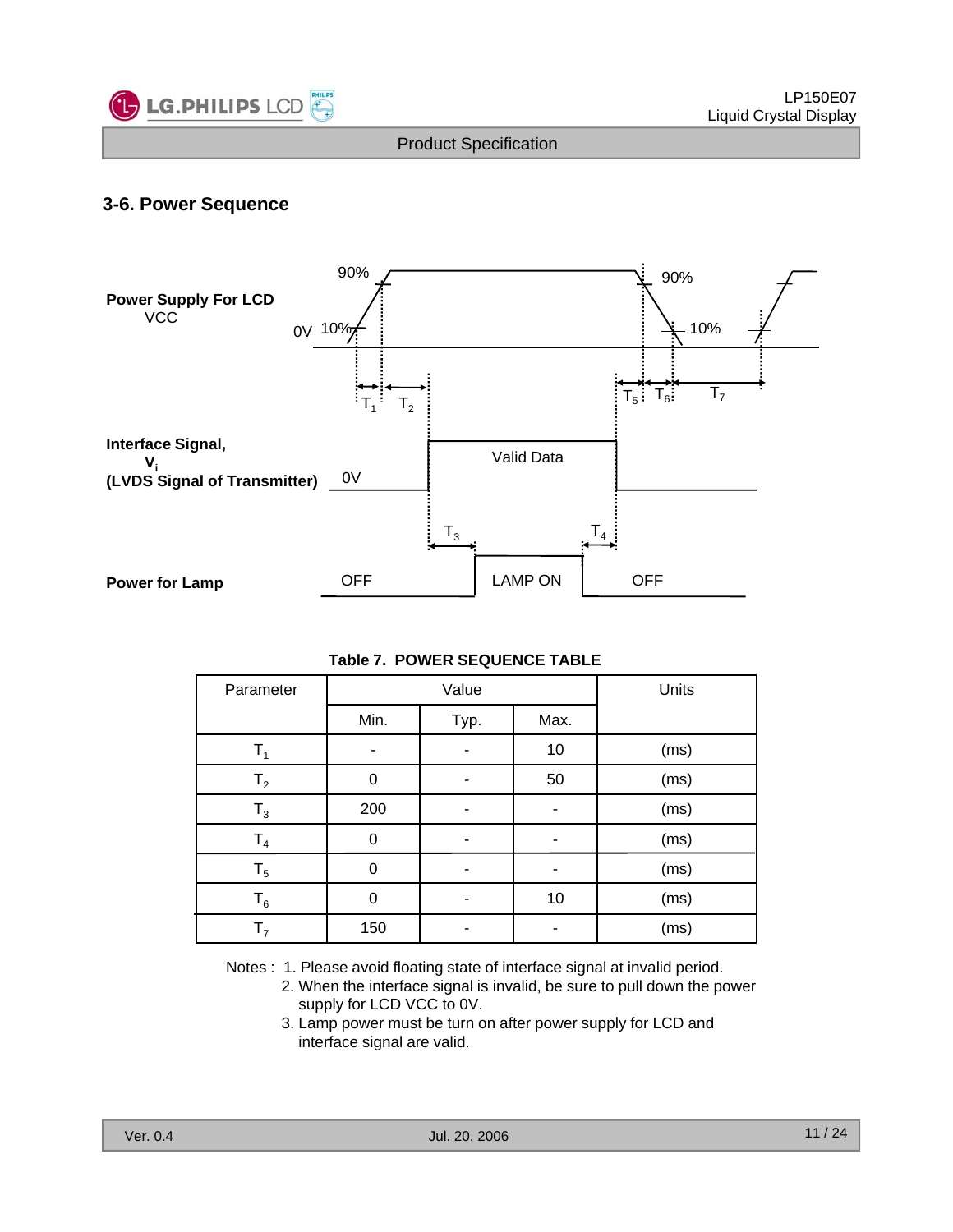## 3-6. Power Sequence

**Power Supply For LCD**
VCC

90% 90%
0V 10% 10%

$T_1$ $T_2$ $T_5$ $T_6$ $T_7$

**Interface Signal,**
**$V_i$**
**(LVDS Signal of Transmitter)**

0V Valid Data

$T_3$ $T_4$

**Power for Lamp**

OFF LAMP ON OFF

**Table 7. POWER SEQUENCE TABLE**

| Parameter | Value | | | Units |
|---|---|---|---|---|
| | Min. | Typ. | Max. | |
| $T_1$ | - | - | 10 | (ms) |
| $T_2$ | 0 | - | 50 | (ms) |
| $T_3$ | 200 | - | - | (ms) |
| $T_4$ | 0 | - | - | (ms) |
| $T_5$ | 0 | - | - | (ms) |
| $T_6$ | 0 | - | 10 | (ms) |
| $T_7$ | 150 | - | - | (ms) |

Notes :
1. Please avoid floating state of interface signal at invalid period.
2. When the interface signal is invalid, be sure to pull down the power supply for LCD VCC to 0V.
3. Lamp power must be turn on after power supply for LCD and interface signal are valid.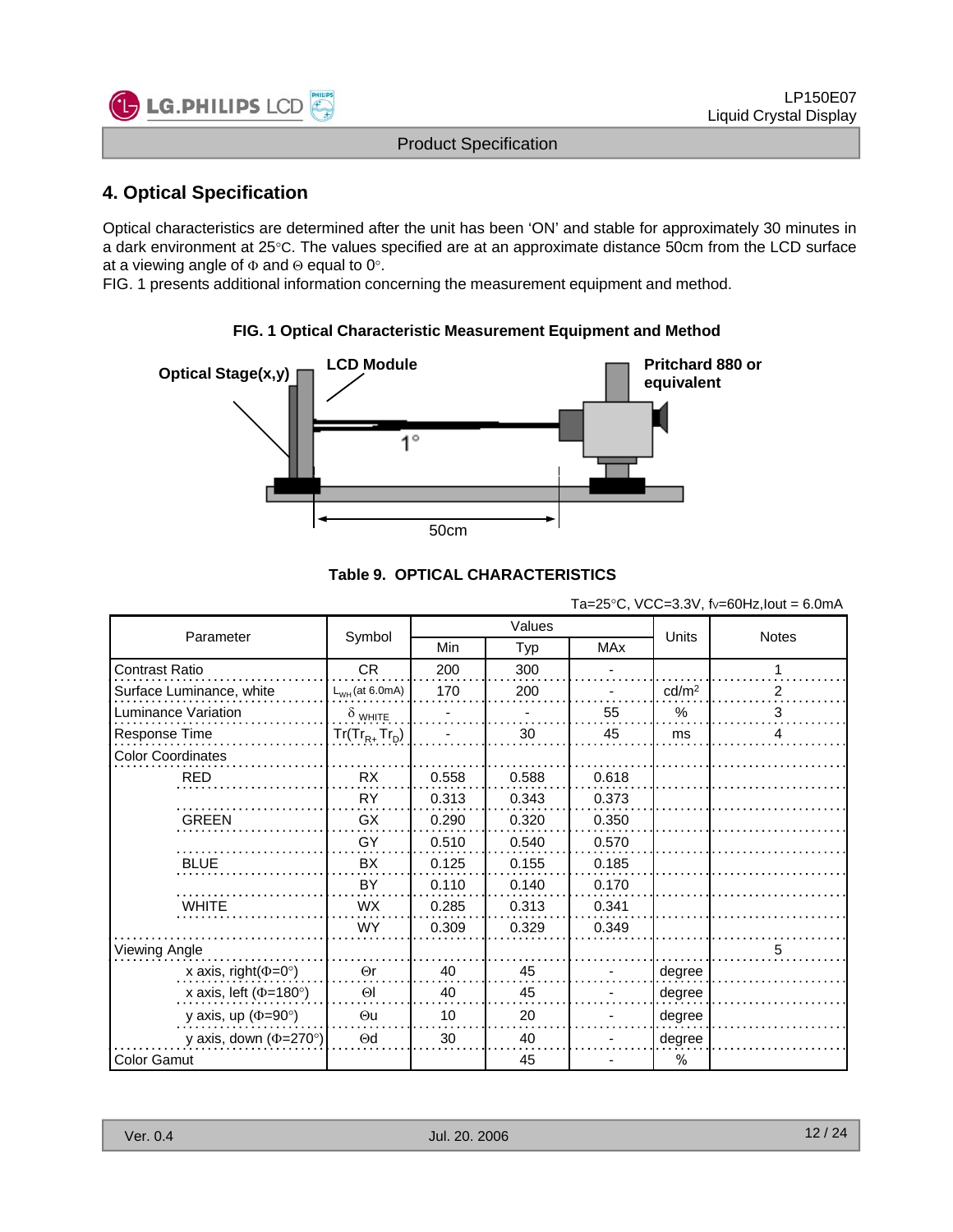## 4. Optical Specification

Optical characteristics are determined after the unit has been 'ON' and stable for approximately 30 minutes in a dark environment at 25°C. The values specified are at an approximate distance 50cm from the LCD surface at a viewing angle of Φ and Θ equal to 0°.
FIG. 1 presents additional information concerning the measurement equipment and method.

**FIG. 1 Optical Characteristic Measurement Equipment and Method**

Optical Stage(x,y)   LCD Module   Pritchard 880 or equivalent   1°   50cm

**Table 9. OPTICAL CHARACTERISTICS**

Ta=25°C, VCC=3.3V, fv=60Hz,Iout = 6.0mA

| Parameter | Symbol | Values | | | Units | Notes |
|---|---|---|---|---|---|---|
| | | Min | Typ | MAx | | |
| Contrast Ratio | CR | 200 | 300 | - | | 1 |
| Surface Luminance, white | $L_{WH}$ (at 6.0mA) | 170 | 200 | - | cd/m² | 2 |
| Luminance Variation | $\delta_{WHITE}$ | - | - | 55 | % | 3 |
| Response Time | $Tr(Tr_{R+}Tr_D)$ | - | 30 | 45 | ms | 4 |
| Color Coordinates | | | | | | |
| RED | RX | 0.558 | 0.588 | 0.618 | | |
| | RY | 0.313 | 0.343 | 0.373 | | |
| GREEN | GX | 0.290 | 0.320 | 0.350 | | |
| | GY | 0.510 | 0.540 | 0.570 | | |
| BLUE | BX | 0.125 | 0.155 | 0.185 | | |
| | BY | 0.110 | 0.140 | 0.170 | | |
| WHITE | WX | 0.285 | 0.313 | 0.341 | | |
| | WY | 0.309 | 0.329 | 0.349 | | |
| Viewing Angle | | | | | | 5 |
| x axis, right(Φ=0°) | Θr | 40 | 45 | - | degree | |
| x axis, left (Φ=180°) | Θl | 40 | 45 | - | degree | |
| y axis, up (Φ=90°) | Θu | 10 | 20 | - | degree | |
| y axis, down (Φ=270°) | Θd | 30 | 40 | - | degree | |
| Color Gamut | | | 45 | - | % | |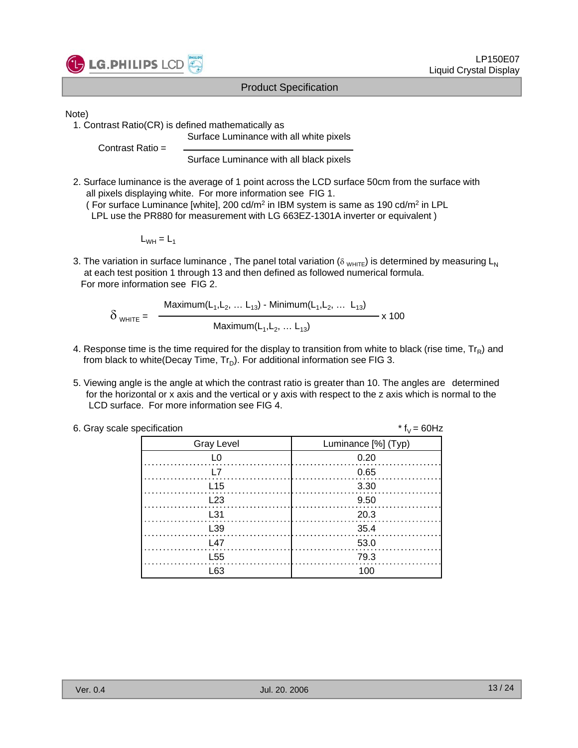Note)

1. Contrast Ratio(CR) is defined mathematically as

$$\text{Contrast Ratio} = \frac{\text{Surface Luminance with all white pixels}}{\text{Surface Luminance with all black pixels}}$$

2. Surface luminance is the average of 1 point across the LCD surface 50cm from the surface with all pixels displaying white. For more information see FIG 1.
   ( For surface Luminance [white], 200 cd/m$^2$ in IBM system is same as 190 cd/m$^2$ in LPL
   LPL use the PR880 for measurement with LG 663EZ-1301A inverter or equivalent )

$$L_{WH} = L_1$$

3. The variation in surface luminance , The panel total variation ($\delta_{WHITE}$) is determined by measuring $L_N$ at each test position 1 through 13 and then defined as followed numerical formula.
   For more information see FIG 2.

$$\delta_{WHITE} = \frac{\text{Maximum}(L_1, L_2, \ldots L_{13}) - \text{Minimum}(L_1, L_2, \ldots L_{13})}{\text{Maximum}(L_1, L_2, \ldots L_{13})} \times 100$$

4. Response time is the time required for the display to transition from white to black (rise time, $Tr_R$) and from black to white(Decay Time, $Tr_D$). For additional information see FIG 3.

5. Viewing angle is the angle at which the contrast ratio is greater than 10. The angles are determined for the horizontal or x axis and the vertical or y axis with respect to the z axis which is normal to the LCD surface. For more information see FIG 4.

6. Gray scale specification

\* $f_V$ = 60Hz

| Gray Level | Luminance [%] (Typ) |
|---|---|
| L0 | 0.20 |
| L7 | 0.65 |
| L15 | 3.30 |
| L23 | 9.50 |
| L31 | 20.3 |
| L39 | 35.4 |
| L47 | 53.0 |
| L55 | 79.3 |
| L63 | 100 |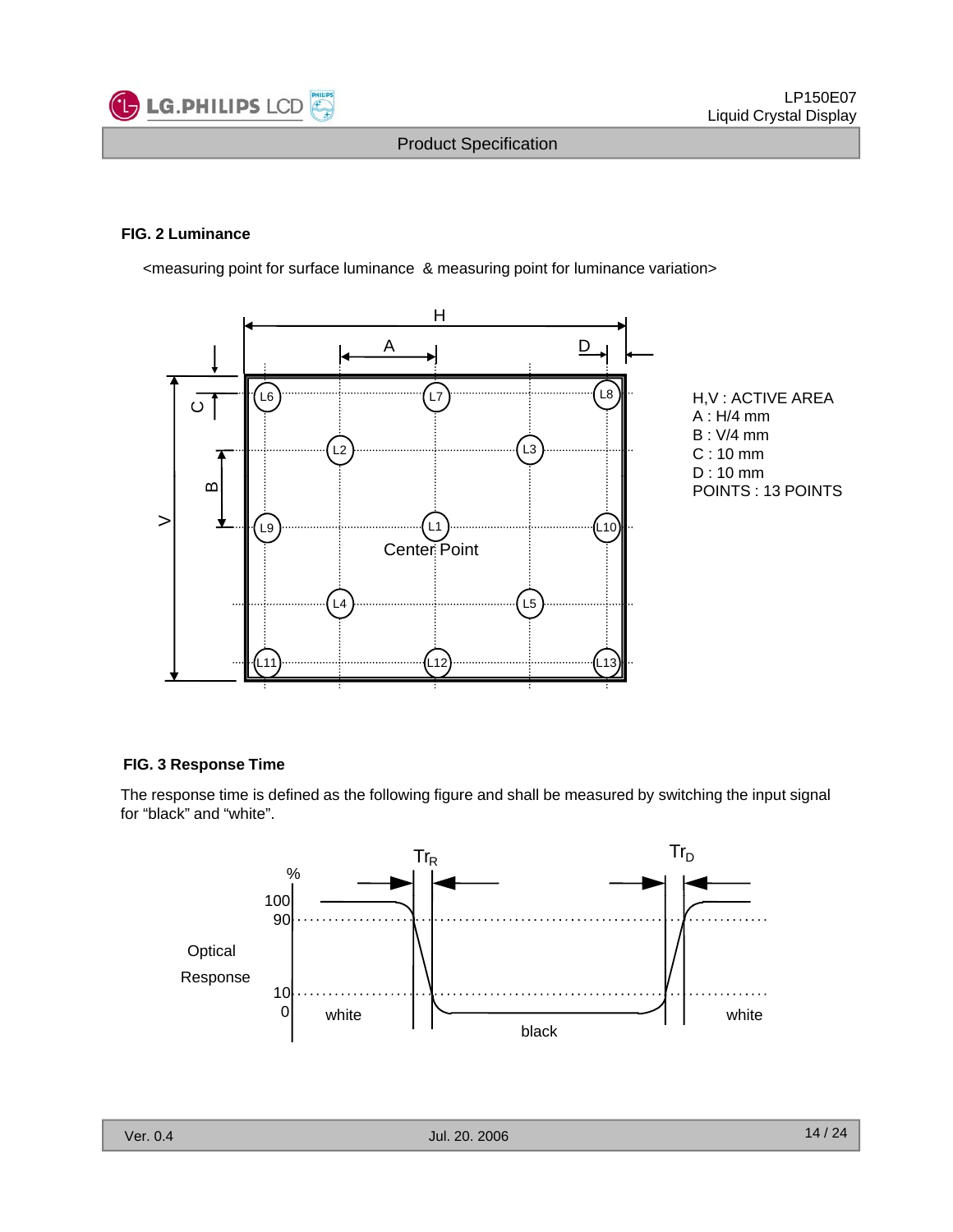### FIG. 2 Luminance

<measuring point for surface luminance & measuring point for luminance variation>

H,V : ACTIVE AREA
A : H/4 mm
B : V/4 mm
C : 10 mm
D : 10 mm
POINTS : 13 POINTS

### FIG. 3 Response Time

The response time is defined as the following figure and shall be measured by switching the input signal for “black” and “white”.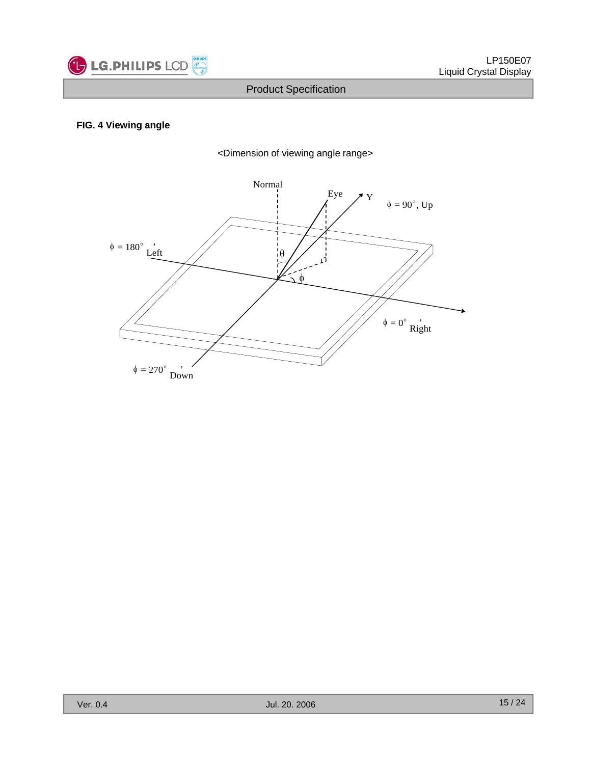**FIG. 4 Viewing angle**

<Dimension of viewing angle range>

Normal

Eye

Y

$\phi$ = 90°, Up

$\phi$ = 180°, Left

$\theta$

$\phi$

$\phi$ = 0°, Right

$\phi$ = 270°, Down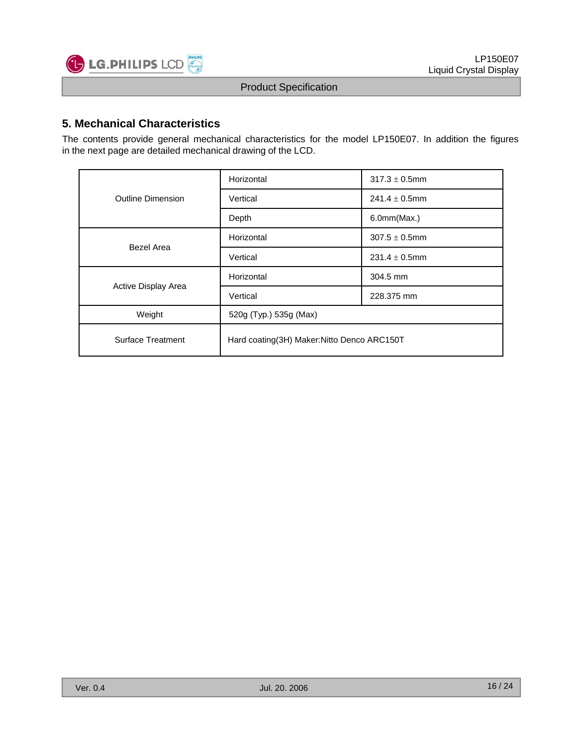## 5. Mechanical Characteristics

The contents provide general mechanical characteristics for the model LP150E07. In addition the figures in the next page are detailed mechanical drawing of the LCD.

| | | |
|---|---|---|
| Outline Dimension | Horizontal | 317.3 ± 0.5mm |
| | Vertical | 241.4 ± 0.5mm |
| | Depth | 6.0mm(Max.) |
| Bezel Area | Horizontal | 307.5 ± 0.5mm |
| | Vertical | 231.4 ± 0.5mm |
| Active Display Area | Horizontal | 304.5 mm |
| | Vertical | 228.375 mm |
| Weight | 520g (Typ.) 535g (Max) | |
| Surface Treatment | Hard coating(3H) Maker:Nitto Denco ARC150T | |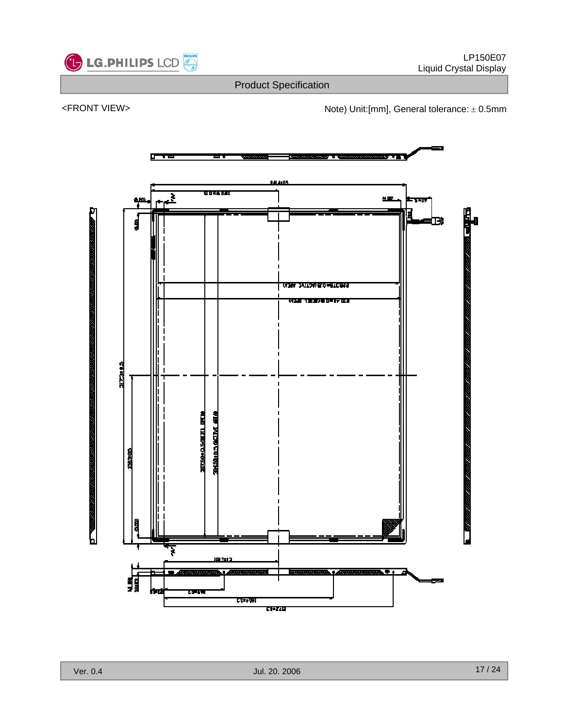<FRONT VIEW>

Note) Unit:[mm], General tolerance: ± 0.5mm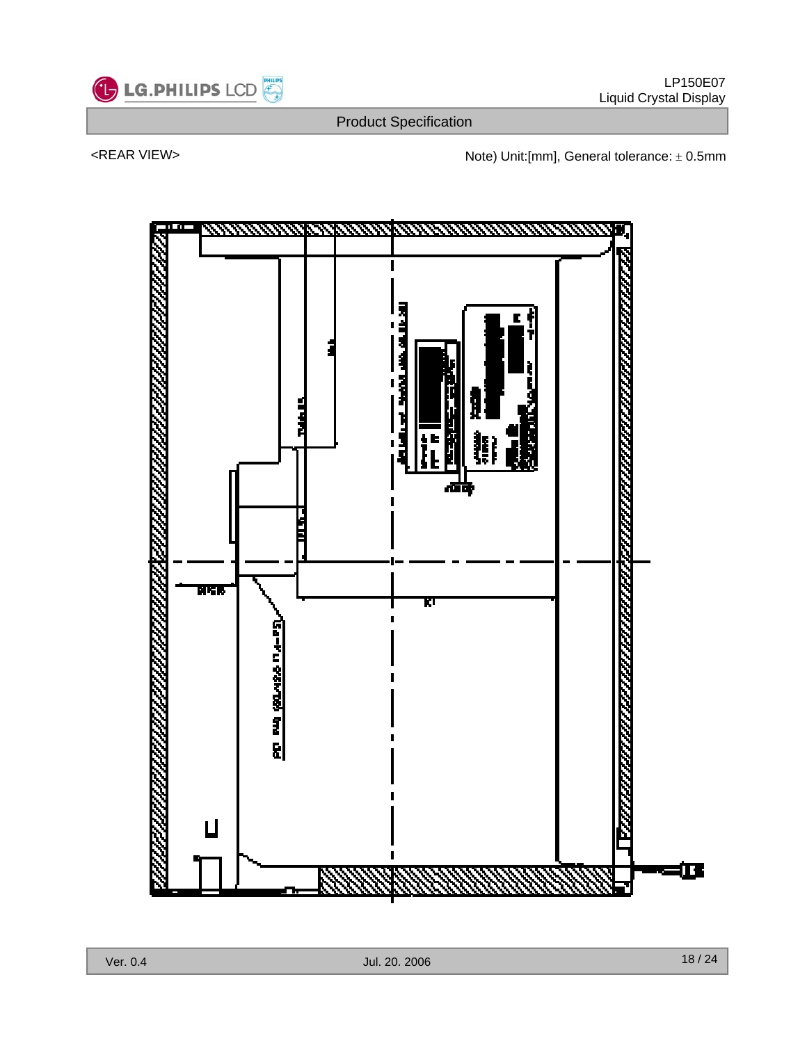<REAR VIEW>

Note) Unit:[mm], General tolerance: ± 0.5mm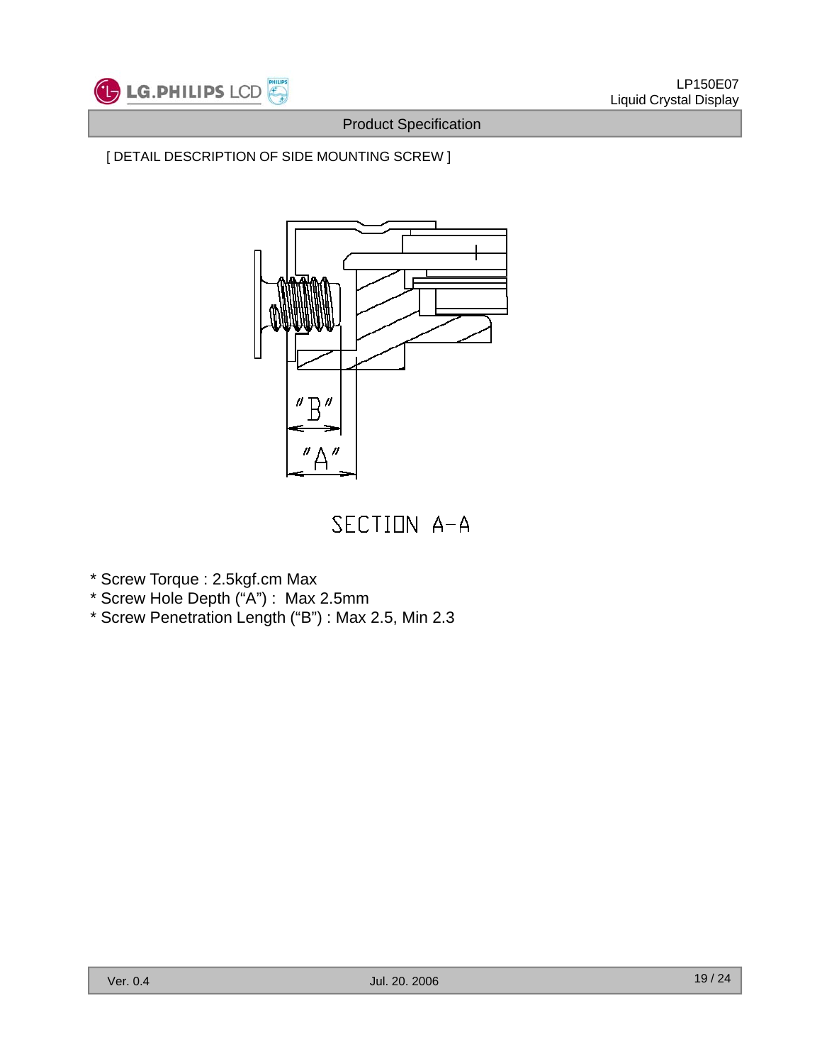[ DETAIL DESCRIPTION OF SIDE MOUNTING SCREW ]

SECTION A-A

* Screw Torque : 2.5kgf.cm Max
* Screw Hole Depth (“A”) :  Max 2.5mm
* Screw Penetration Length (“B”) : Max 2.5, Min 2.3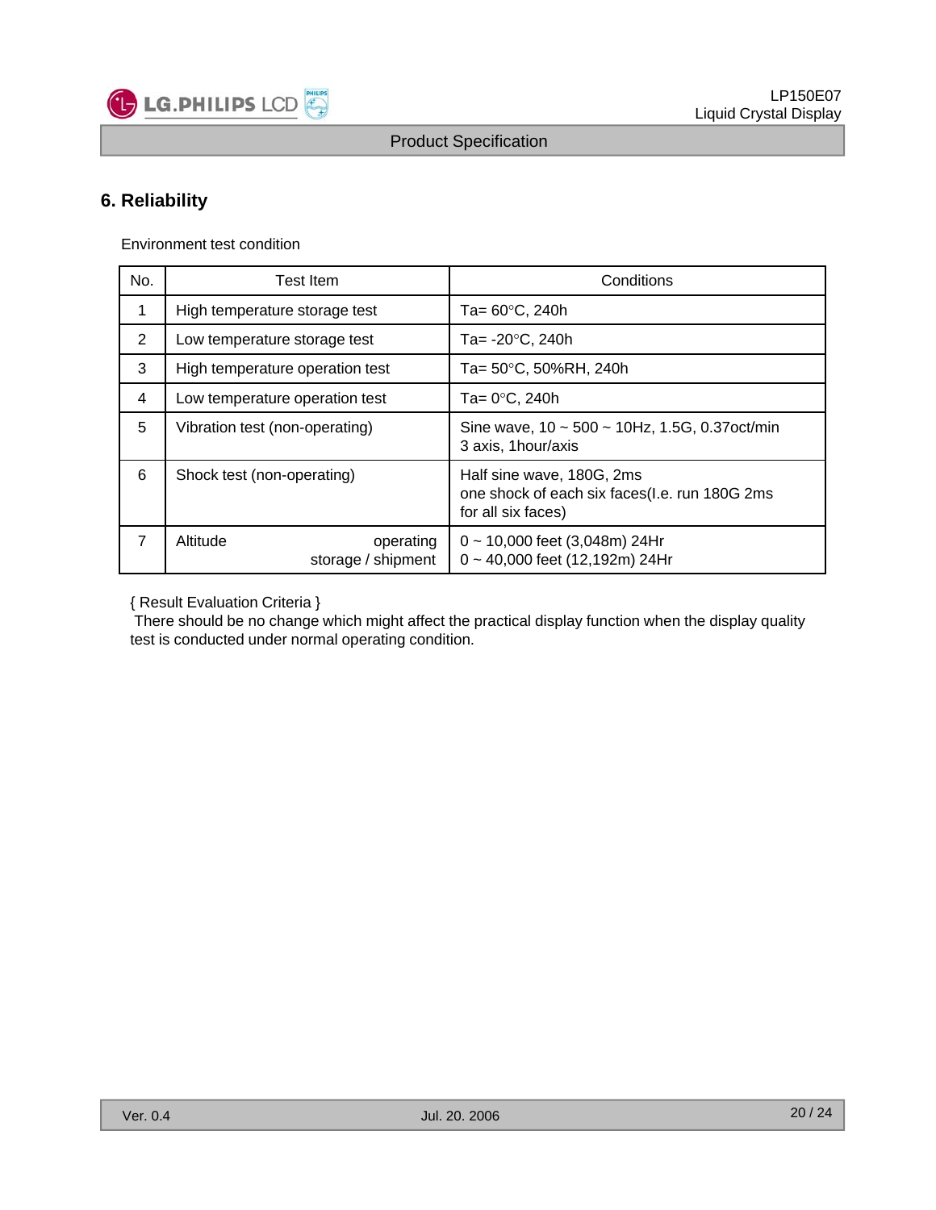# 6. Reliability

Environment test condition

| No. | Test Item | Conditions |
|---|---|---|
| 1 | High temperature storage test | Ta= 60°C, 240h |
| 2 | Low temperature storage test | Ta= -20°C, 240h |
| 3 | High temperature operation test | Ta= 50°C, 50%RH, 240h |
| 4 | Low temperature operation test | Ta= 0°C, 240h |
| 5 | Vibration test (non-operating) | Sine wave, 10 ~ 500 ~ 10Hz, 1.5G, 0.37oct/min<br>3 axis, 1hour/axis |
| 6 | Shock test (non-operating) | Half sine wave, 180G, 2ms<br>one shock of each six faces(I.e. run 180G 2ms for all six faces) |
| 7 | Altitude operating<br>storage / shipment | 0 ~ 10,000 feet (3,048m) 24Hr<br>0 ~ 40,000 feet (12,192m) 24Hr |

{ Result Evaluation Criteria }

There should be no change which might affect the practical display function when the display quality test is conducted under normal operating condition.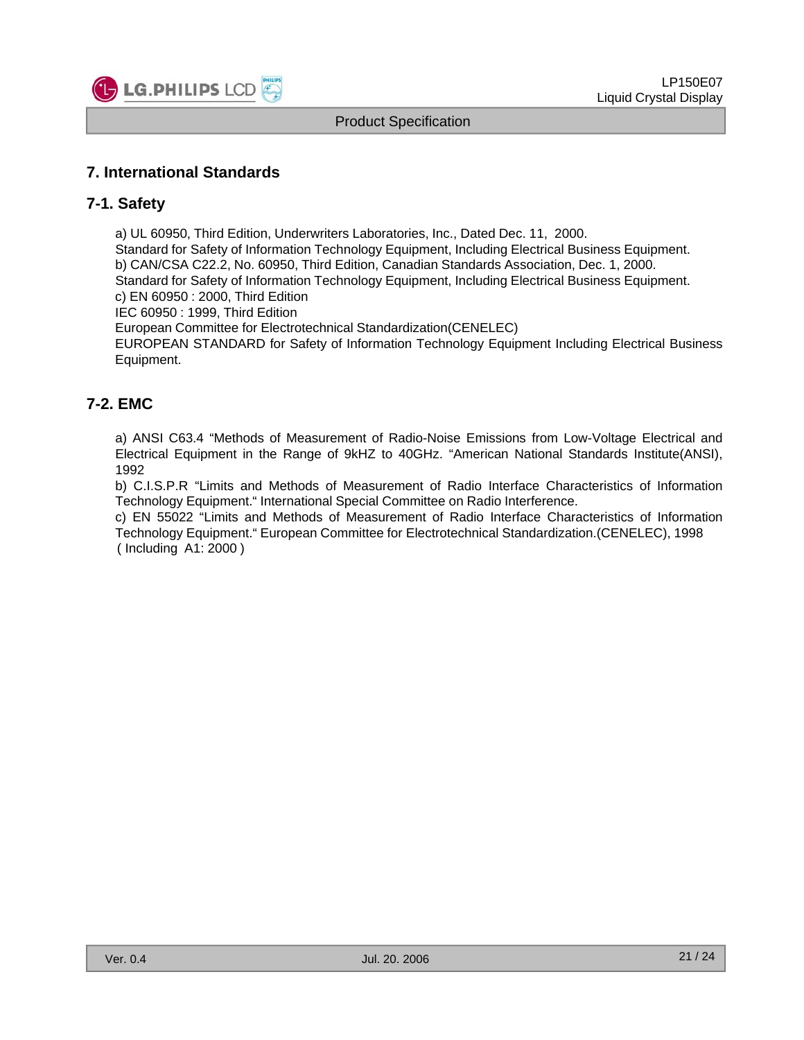## 7. International Standards

### 7-1. Safety

a) UL 60950, Third Edition, Underwriters Laboratories, Inc., Dated Dec. 11, 2000.
Standard for Safety of Information Technology Equipment, Including Electrical Business Equipment.
b) CAN/CSA C22.2, No. 60950, Third Edition, Canadian Standards Association, Dec. 1, 2000.
Standard for Safety of Information Technology Equipment, Including Electrical Business Equipment.
c) EN 60950 : 2000, Third Edition
IEC 60950 : 1999, Third Edition
European Committee for Electrotechnical Standardization(CENELEC)
EUROPEAN STANDARD for Safety of Information Technology Equipment Including Electrical Business Equipment.

### 7-2. EMC

a) ANSI C63.4 "Methods of Measurement of Radio-Noise Emissions from Low-Voltage Electrical and Electrical Equipment in the Range of 9kHZ to 40GHz. "American National Standards Institute(ANSI), 1992
b) C.I.S.P.R "Limits and Methods of Measurement of Radio Interface Characteristics of Information Technology Equipment." International Special Committee on Radio Interference.
c) EN 55022 "Limits and Methods of Measurement of Radio Interface Characteristics of Information Technology Equipment." European Committee for Electrotechnical Standardization.(CENELEC), 1998 ( Including A1: 2000 )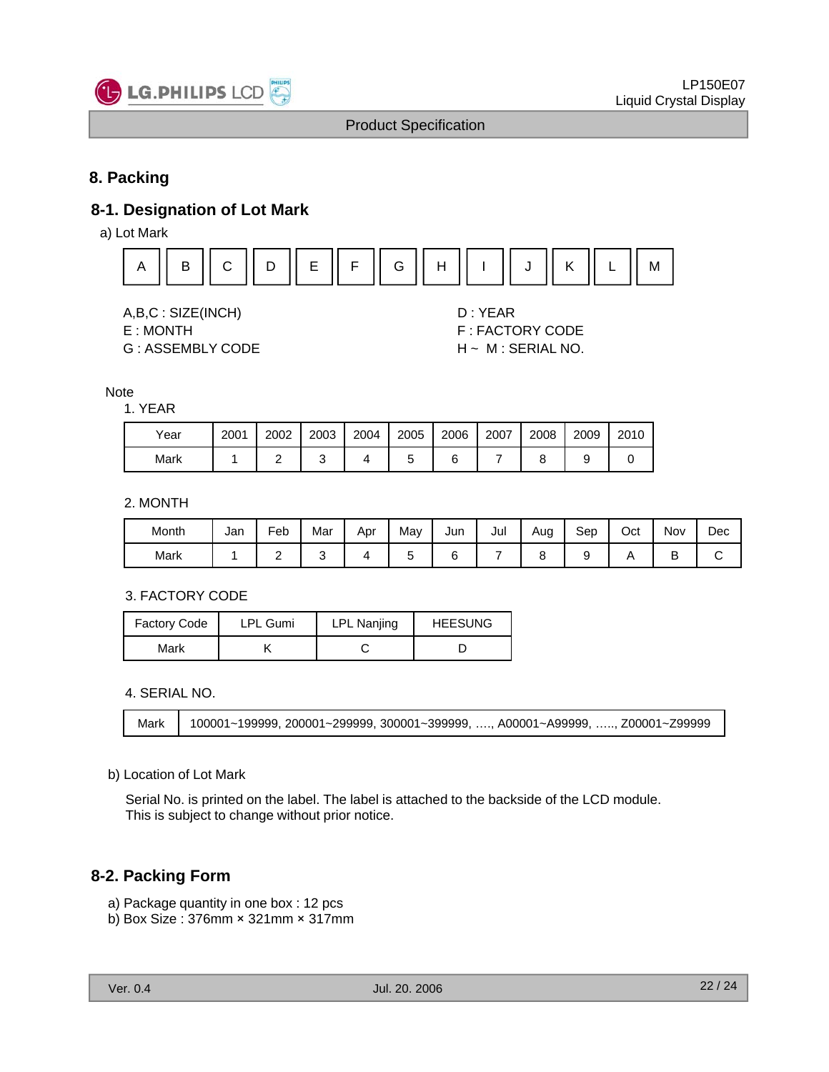# 8. Packing

## 8-1. Designation of Lot Mark

a) Lot Mark

| A | B | C | D | E | F | G | H | I | J | K | L | M |
|---|---|---|---|---|---|---|---|---|---|---|---|---|

A,B,C : SIZE(INCH)
E : MONTH
G : ASSEMBLY CODE

D : YEAR
F : FACTORY CODE
H ~ M : SERIAL NO.

Note

1. YEAR

| Year | 2001 | 2002 | 2003 | 2004 | 2005 | 2006 | 2007 | 2008 | 2009 | 2010 |
|---|---|---|---|---|---|---|---|---|---|---|
| Mark | 1 | 2 | 3 | 4 | 5 | 6 | 7 | 8 | 9 | 0 |

2. MONTH

| Month | Jan | Feb | Mar | Apr | May | Jun | Jul | Aug | Sep | Oct | Nov | Dec |
|---|---|---|---|---|---|---|---|---|---|---|---|---|
| Mark | 1 | 2 | 3 | 4 | 5 | 6 | 7 | 8 | 9 | A | B | C |

3. FACTORY CODE

| Factory Code | LPL Gumi | LPL Nanjing | HEESUNG |
|---|---|---|---|
| Mark | K | C | D |

4. SERIAL NO.

| Mark | 100001~199999, 200001~299999, 300001~399999, …., A00001~A99999, ….., Z00001~Z99999 |
|---|---|

b) Location of Lot Mark

Serial No. is printed on the label. The label is attached to the backside of the LCD module.
This is subject to change without prior notice.

## 8-2. Packing Form

a) Package quantity in one box : 12 pcs
b) Box Size : 376mm × 321mm × 317mm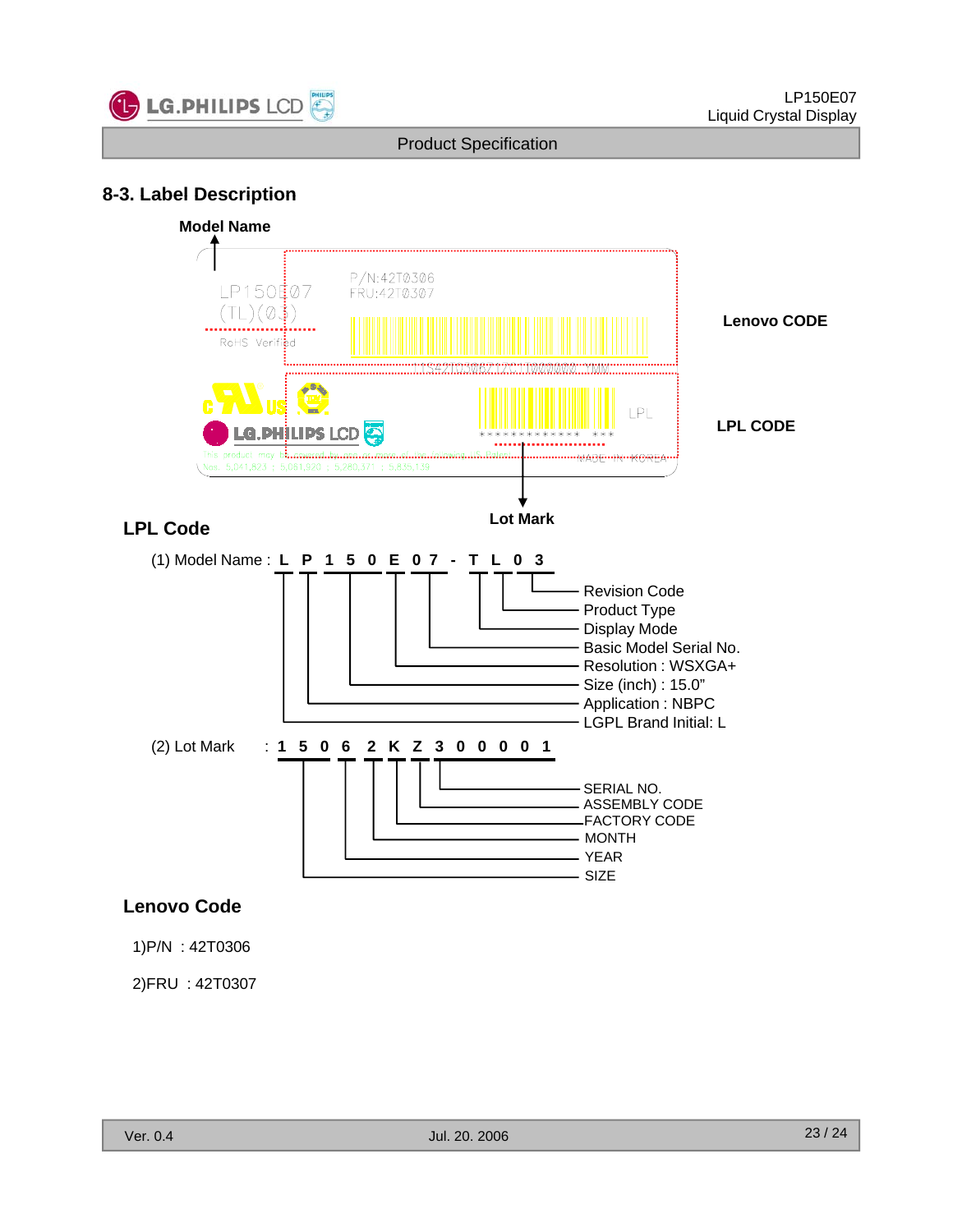## 8-3. Label Description

Model Name

Lenovo CODE

LPL CODE

Lot Mark

### LPL Code

(1) Model Name : L P 1 5 0 E 0 7 - T L 0 3

- Revision Code
- Product Type
- Display Mode
- Basic Model Serial No.
- Resolution : WSXGA+
- Size (inch) : 15.0"
- Application : NBPC
- LGPL Brand Initial: L

(2) Lot Mark : 1 5 0 6 2 K Z 3 0 0 0 0 1

- SERIAL NO.
- ASSEMBLY CODE
- FACTORY CODE
- MONTH
- YEAR
- SIZE

### Lenovo Code

1)P/N : 42T0306

2)FRU : 42T0307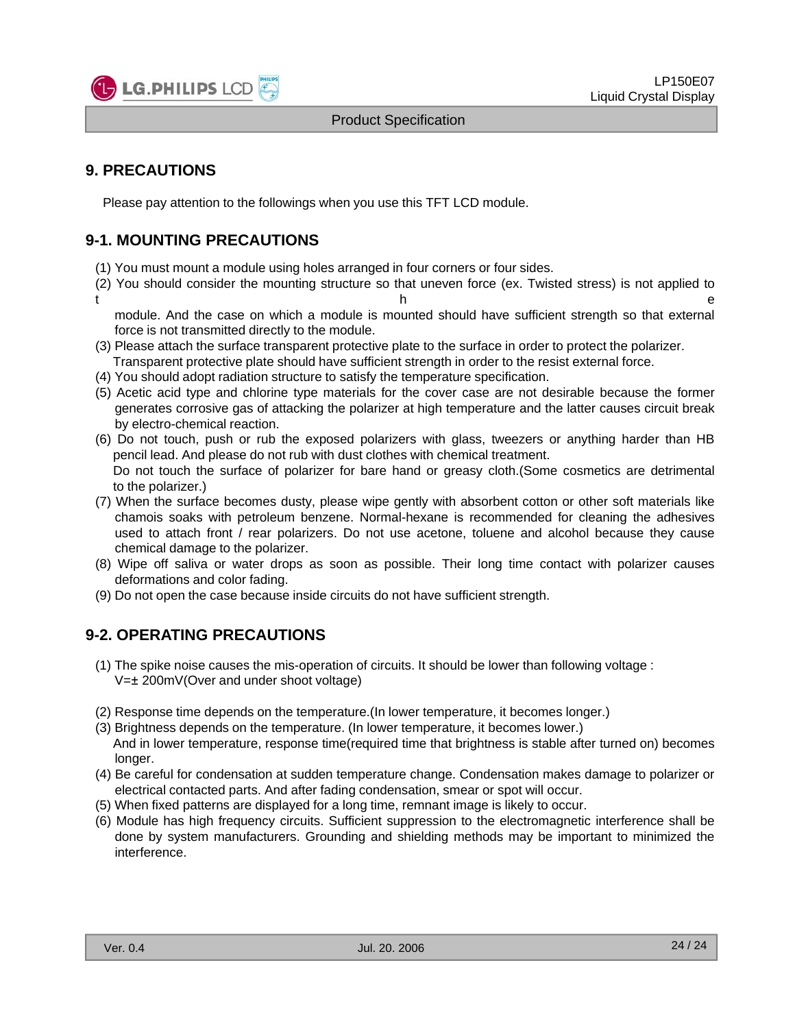## 9. PRECAUTIONS

Please pay attention to the followings when you use this TFT LCD module.

### 9-1. MOUNTING PRECAUTIONS

(1) You must mount a module using holes arranged in four corners or four sides.
(2) You should consider the mounting structure so that uneven force (ex. Twisted stress) is not applied to the module. And the case on which a module is mounted should have sufficient strength so that external force is not transmitted directly to the module.
(3) Please attach the surface transparent protective plate to the surface in order to protect the polarizer. Transparent protective plate should have sufficient strength in order to the resist external force.
(4) You should adopt radiation structure to satisfy the temperature specification.
(5) Acetic acid type and chlorine type materials for the cover case are not desirable because the former generates corrosive gas of attacking the polarizer at high temperature and the latter causes circuit break by electro-chemical reaction.
(6) Do not touch, push or rub the exposed polarizers with glass, tweezers or anything harder than HB pencil lead. And please do not rub with dust clothes with chemical treatment.
Do not touch the surface of polarizer for bare hand or greasy cloth.(Some cosmetics are detrimental to the polarizer.)
(7) When the surface becomes dusty, please wipe gently with absorbent cotton or other soft materials like chamois soaks with petroleum benzene. Normal-hexane is recommended for cleaning the adhesives used to attach front / rear polarizers. Do not use acetone, toluene and alcohol because they cause chemical damage to the polarizer.
(8) Wipe off saliva or water drops as soon as possible. Their long time contact with polarizer causes deformations and color fading.
(9) Do not open the case because inside circuits do not have sufficient strength.

### 9-2. OPERATING PRECAUTIONS

(1) The spike noise causes the mis-operation of circuits. It should be lower than following voltage :
V=± 200mV(Over and under shoot voltage)

(2) Response time depends on the temperature.(In lower temperature, it becomes longer.)
(3) Brightness depends on the temperature. (In lower temperature, it becomes lower.)
And in lower temperature, response time(required time that brightness is stable after turned on) becomes longer.
(4) Be careful for condensation at sudden temperature change. Condensation makes damage to polarizer or electrical contacted parts. And after fading condensation, smear or spot will occur.
(5) When fixed patterns are displayed for a long time, remnant image is likely to occur.
(6) Module has high frequency circuits. Sufficient suppression to the electromagnetic interference shall be done by system manufacturers. Grounding and shielding methods may be important to minimized the interference.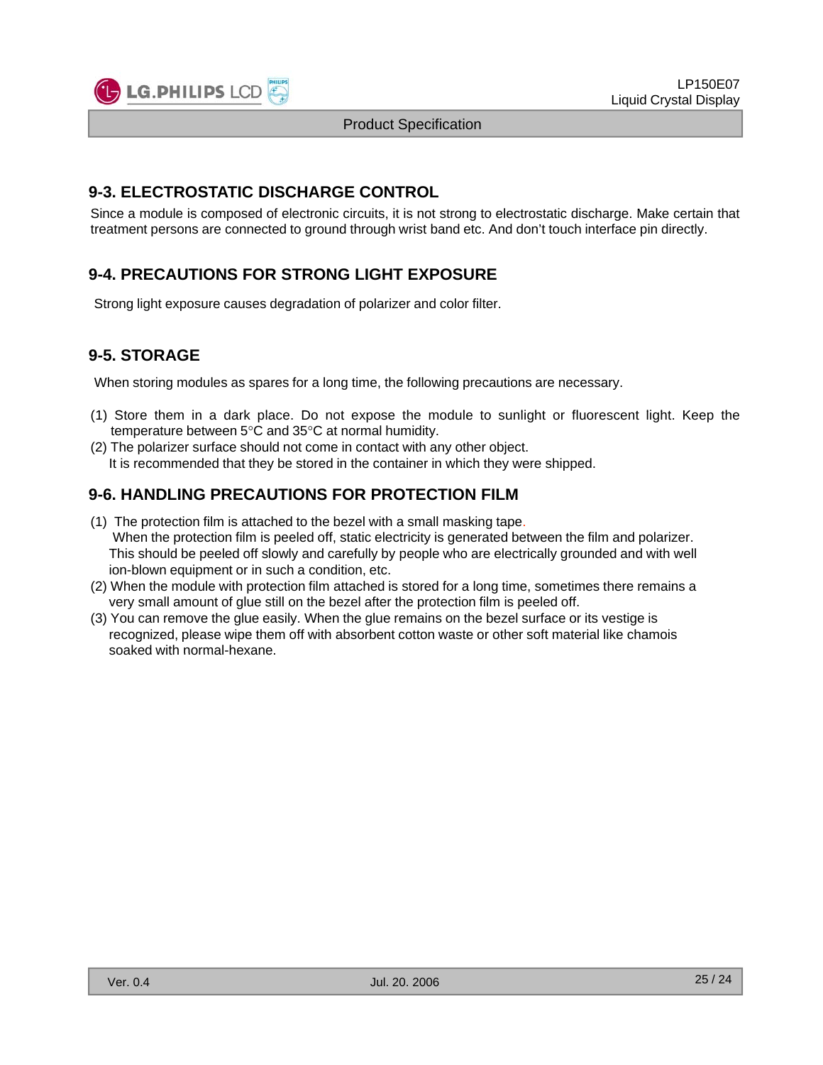## 9-3. ELECTROSTATIC DISCHARGE CONTROL

Since a module is composed of electronic circuits, it is not strong to electrostatic discharge. Make certain that treatment persons are connected to ground through wrist band etc. And don't touch interface pin directly.

## 9-4. PRECAUTIONS FOR STRONG LIGHT EXPOSURE

Strong light exposure causes degradation of polarizer and color filter.

## 9-5. STORAGE

When storing modules as spares for a long time, the following precautions are necessary.

(1) Store them in a dark place. Do not expose the module to sunlight or fluorescent light. Keep the temperature between 5°C and 35°C at normal humidity.
(2) The polarizer surface should not come in contact with any other object.
It is recommended that they be stored in the container in which they were shipped.

## 9-6. HANDLING PRECAUTIONS FOR PROTECTION FILM

(1) The protection film is attached to the bezel with a small masking tape.
When the protection film is peeled off, static electricity is generated between the film and polarizer. This should be peeled off slowly and carefully by people who are electrically grounded and with well ion-blown equipment or in such a condition, etc.
(2) When the module with protection film attached is stored for a long time, sometimes there remains a very small amount of glue still on the bezel after the protection film is peeled off.
(3) You can remove the glue easily. When the glue remains on the bezel surface or its vestige is recognized, please wipe them off with absorbent cotton waste or other soft material like chamois soaked with normal-hexane.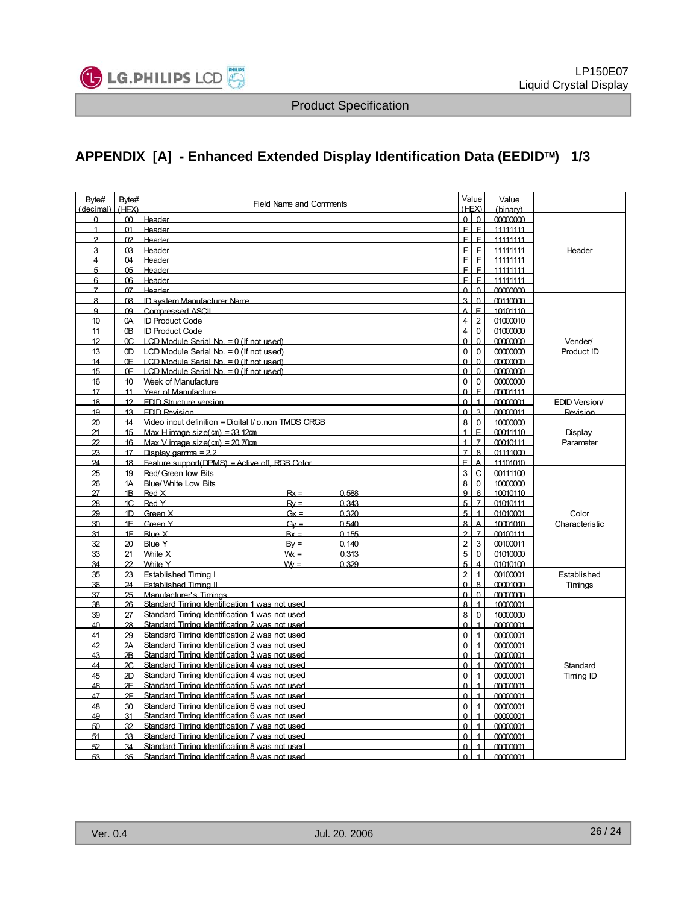## APPENDIX [A] - Enhanced Extended Display Identification Data (EEDID™) 1/3

| Byte# (decimal) | Byte# (HEX) | Field Name and Comments | | | Value (HEX) | | Value (binary) | |
|---|---|---|---|---|---|---|---|---|
| 0 | 00 | Header | | | 0 | 0 | 00000000 | Header |
| 1 | 01 | Header | | | F | F | 11111111 | |
| 2 | 02 | Header | | | F | F | 11111111 | |
| 3 | 03 | Header | | | F | F | 11111111 | |
| 4 | 04 | Header | | | F | F | 11111111 | |
| 5 | 05 | Header | | | F | F | 11111111 | |
| 6 | 06 | Header | | | F | F | 11111111 | |
| 7 | 07 | Header | | | 0 | 0 | 00000000 | |
| 8 | 08 | ID system Manufacturer Name | | | 3 | 0 | 00110000 | Vender/ Product ID |
| 9 | 09 | Compressed ASCII | | | A | E | 10101110 | |
| 10 | 0A | ID Product Code | | | 4 | 2 | 01000010 | |
| 11 | 0B | ID Product Code | | | 4 | 0 | 01000000 | |
| 12 | 0C | LCD Module Serial No. = 0 (If not used) | | | 0 | 0 | 00000000 | |
| 13 | 0D | LCD Module Serial No. = 0 (If not used) | | | 0 | 0 | 00000000 | |
| 14 | 0E | LCD Module Serial No. = 0 (If not used) | | | 0 | 0 | 00000000 | |
| 15 | 0F | LCD Module Serial No. = 0 (If not used) | | | 0 | 0 | 00000000 | |
| 16 | 10 | Week of Manufacture | | | 0 | 0 | 00000000 | |
| 17 | 11 | Year of Manufacture | | | 0 | F | 00001111 | |
| 18 | 12 | EDID Structure version | | | 0 | 1 | 00000001 | EDID Version/ Revision |
| 19 | 13 | EDID Revision | | | 0 | 3 | 00000011 | |
| 20 | 14 | Video input definition = Digital I/ p,non TMDS CRGB | | | 8 | 0 | 10000000 | Display Parameter |
| 21 | 15 | Max H image size(㎝) = 33.12㎝ | | | 1 | E | 00011110 | |
| 22 | 16 | Max V image size(㎝) = 20.70㎝ | | | 1 | 7 | 00010111 | |
| 23 | 17 | Display gamma = 2.2 | | | 7 | 8 | 01111000 | |
| 24 | 18 | Feature support(DPMS) = Active off, RGB Color | | | E | A | 11101010 | |
| 25 | 19 | Red/ Green low Bits | | | 3 | C | 00111100 | Color Characteristic |
| 26 | 1A | Blue/ White Low Bits | | | 8 | 0 | 10000000 | |
| 27 | 1B | Red X | Rx = | 0.588 | 9 | 6 | 10010110 | |
| 28 | 1C | Red Y | Ry = | 0.343 | 5 | 7 | 01010111 | |
| 29 | 1D | Green X | Gx = | 0.320 | 5 | 1 | 01010001 | |
| 30 | 1E | Green Y | Gy = | 0.540 | 8 | A | 10001010 | |
| 31 | 1F | Blue X | Bx = | 0.155 | 2 | 7 | 00100111 | |
| 32 | 20 | Blue Y | By = | 0.140 | 2 | 3 | 00100011 | |
| 33 | 21 | White X | Wx = | 0.313 | 5 | 0 | 01010000 | |
| 34 | 22 | White Y | Wy = | 0.329 | 5 | 4 | 01010100 | |
| 35 | 23 | Established Timing I | | | 2 | 1 | 00100001 | Established Timings |
| 36 | 24 | Established Timing II | | | 0 | 8 | 00001000 | |
| 37 | 25 | Manufacturer's Timings | | | 0 | 0 | 00000000 | |
| 38 | 26 | Standard Timing Identification 1 was not used | | | 8 | 1 | 10000001 | Standard Timing ID |
| 39 | 27 | Standard Timing Identification 1 was not used | | | 8 | 0 | 10000000 | |
| 40 | 28 | Standard Timing Identification 2 was not used | | | 0 | 1 | 00000001 | |
| 41 | 29 | Standard Timing Identification 2 was not used | | | 0 | 1 | 00000001 | |
| 42 | 2A | Standard Timing Identification 3 was not used | | | 0 | 1 | 00000001 | |
| 43 | 2B | Standard Timing Identification 3 was not used | | | 0 | 1 | 00000001 | |
| 44 | 2C | Standard Timing Identification 4 was not used | | | 0 | 1 | 00000001 | |
| 45 | 2D | Standard Timing Identification 4 was not used | | | 0 | 1 | 00000001 | |
| 46 | 2E | Standard Timing Identification 5 was not used | | | 0 | 1 | 00000001 | |
| 47 | 2F | Standard Timing Identification 5 was not used | | | 0 | 1 | 00000001 | |
| 48 | 30 | Standard Timing Identification 6 was not used | | | 0 | 1 | 00000001 | |
| 49 | 31 | Standard Timing Identification 6 was not used | | | 0 | 1 | 00000001 | |
| 50 | 32 | Standard Timing Identification 7 was not used | | | 0 | 1 | 00000001 | |
| 51 | 33 | Standard Timing Identification 7 was not used | | | 0 | 1 | 00000001 | |
| 52 | 34 | Standard Timing Identification 8 was not used | | | 0 | 1 | 00000001 | |
| 53 | 35 | Standard Timing Identification 8 was not used | | | 0 | 1 | 00000001 | |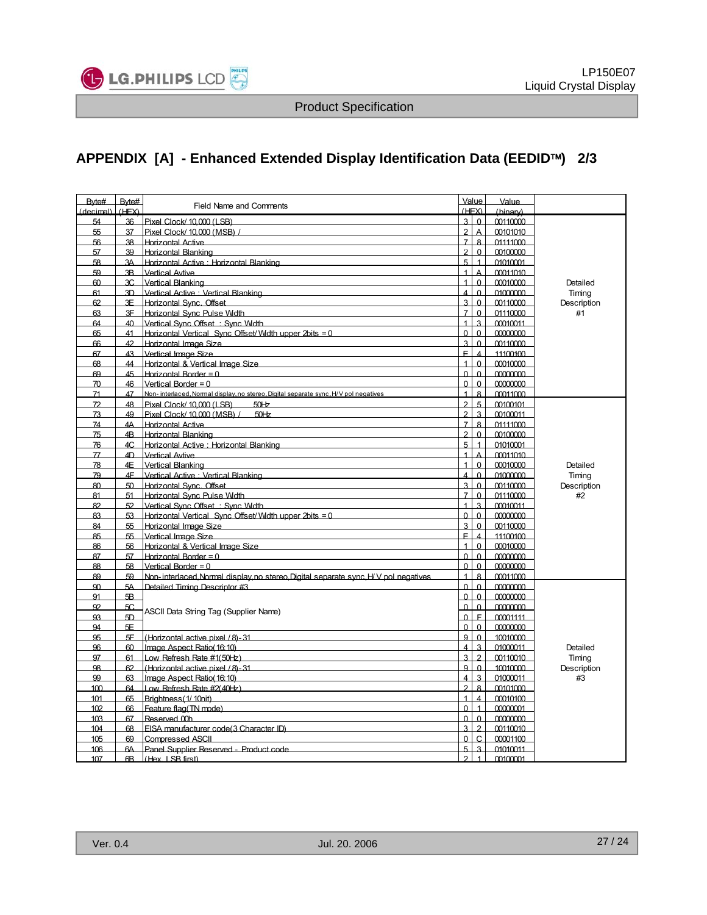## APPENDIX [A] - Enhanced Extended Display Identification Data (EEDID™) 2/3

| Byte# (decimal) | Byte# (HEX) | Field Name and Comments | Value (HEX) | | Value (binary) | |
|---|---|---|---|---|---|---|
| 54 | 36 | Pixel Clock/ 10,000 (LSB) | 3 | 0 | 00110000 | Detailed Timing Description #1 |
| 55 | 37 | Pixel Clock/ 10,000 (MSB) / | 2 | A | 00101010 | |
| 56 | 38 | Horizontal Active | 7 | 8 | 01111000 | |
| 57 | 39 | Horizontal Blanking | 2 | 0 | 00100000 | |
| 58 | 3A | Horizontal Active : Horizontal Blanking | 5 | 1 | 01010001 | |
| 59 | 3B | Vertical Avtive | 1 | A | 00011010 | |
| 60 | 3C | Vertical Blanking | 1 | 0 | 00010000 | |
| 61 | 3D | Vertical Active : Vertical Blanking | 4 | 0 | 01000000 | |
| 62 | 3E | Horizontal Sync. Offset | 3 | 0 | 00110000 | |
| 63 | 3F | Horizontal Sync Pulse Width | 7 | 0 | 01110000 | |
| 64 | 40 | Vertical Sync Offset : Sync Width | 1 | 3 | 00010011 | |
| 65 | 41 | Horizontal Vertical Sync Offset/ Width upper 2bits = 0 | 0 | 0 | 00000000 | |
| 66 | 42 | Horizontal Image Size | 3 | 0 | 00110000 | |
| 67 | 43 | Vertical Image Size | E | 4 | 11100100 | |
| 68 | 44 | Horizontal & Vertical Image Size | 1 | 0 | 00010000 | |
| 69 | 45 | Horizontal Border = 0 | 0 | 0 | 00000000 | |
| 70 | 46 | Vertical Border = 0 | 0 | 0 | 00000000 | |
| 71 | 47 | Non- interlaced, Normal display, no stereo, Digital separate sync, H/V pol negatives | 1 | 8 | 00011000 | |
| 72 | 48 | Pixel Clock/ 10,000 (LSB) 50Hz | 2 | 5 | 00100101 | Detailed Timing Description #2 |
| 73 | 49 | Pixel Clock/ 10,000 (MSB) / 50Hz | 2 | 3 | 00100011 | |
| 74 | 4A | Horizontal Active | 7 | 8 | 01111000 | |
| 75 | 4B | Horizontal Blanking | 2 | 0 | 00100000 | |
| 76 | 4C | Horizontal Active : Horizontal Blanking | 5 | 1 | 01010001 | |
| 77 | 4D | Vertical Avtive | 1 | A | 00011010 | |
| 78 | 4E | Vertical Blanking | 1 | 0 | 00010000 | |
| 79 | 4F | Vertical Active : Vertical Blanking | 4 | 0 | 01000000 | |
| 80 | 50 | Horizontal Sync. Offset | 3 | 0 | 00110000 | |
| 81 | 51 | Horizontal Sync Pulse Width | 7 | 0 | 01110000 | |
| 82 | 52 | Vertical Sync Offset : Sync Width | 1 | 3 | 00010011 | |
| 83 | 53 | Horizontal Vertical Sync Offset/ Width upper 2bits = 0 | 0 | 0 | 00000000 | |
| 84 | 55 | Horizontal Image Size | 3 | 0 | 00110000 | |
| 85 | 55 | Vertical Image Size | E | 4 | 11100100 | |
| 86 | 56 | Horizontal & Vertical Image Size | 1 | 0 | 00010000 | |
| 87 | 57 | Horizontal Border = 0 | 0 | 0 | 00000000 | |
| 88 | 58 | Vertical Border = 0 | 0 | 0 | 00000000 | |
| 89 | 59 | Non-interlaced,Normal display,no stereo,Digital separate sync,H/V pol negatives | 1 | 8 | 00011000 | |
| 90 | 5A | Detailed Timing Descriptor #3 | 0 | 0 | 00000000 | Detailed Timing Description #3 |
| 91 | 5B | ASCII Data String Tag (Supplier Name) | 0 | 0 | 00000000 | |
| 92 | 5C | | 0 | 0 | 00000000 | |
| 93 | 5D | | 0 | F | 00001111 | |
| 94 | 5E | | 0 | 0 | 00000000 | |
| 95 | 5F | (Horizontal active pixel / 8)-31 | 9 | 0 | 10010000 | |
| 96 | 60 | Image Aspect Ratio(16:10) | 4 | 3 | 01000011 | |
| 97 | 61 | Low Refresh Rate #1(50Hz) | 3 | 2 | 00110010 | |
| 98 | 62 | (Horizontal active pixel / 8)-31 | 9 | 0 | 10010000 | |
| 99 | 63 | Image Aspect Ratio(16:10) | 4 | 3 | 01000011 | |
| 100 | 64 | Low Refresh Rate #2(40Hz) | 2 | 8 | 00101000 | |
| 101 | 65 | Brightness(1/ 10nit) | 1 | 4 | 00010100 | |
| 102 | 66 | Feature flag(TN mode) | 0 | 1 | 00000001 | |
| 103 | 67 | Reserved 00h | 0 | 0 | 00000000 | |
| 104 | 68 | EISA manufacturer code(3 Character ID) | 3 | 2 | 00110010 | |
| 105 | 69 | Compressed ASCII | 0 | C | 00001100 | |
| 106 | 6A | Panel Supplier Reserved - Product code | 5 | 3 | 01010011 | |
| 107 | 6B | (Hex, LSB first) | 2 | 1 | 00100001 | |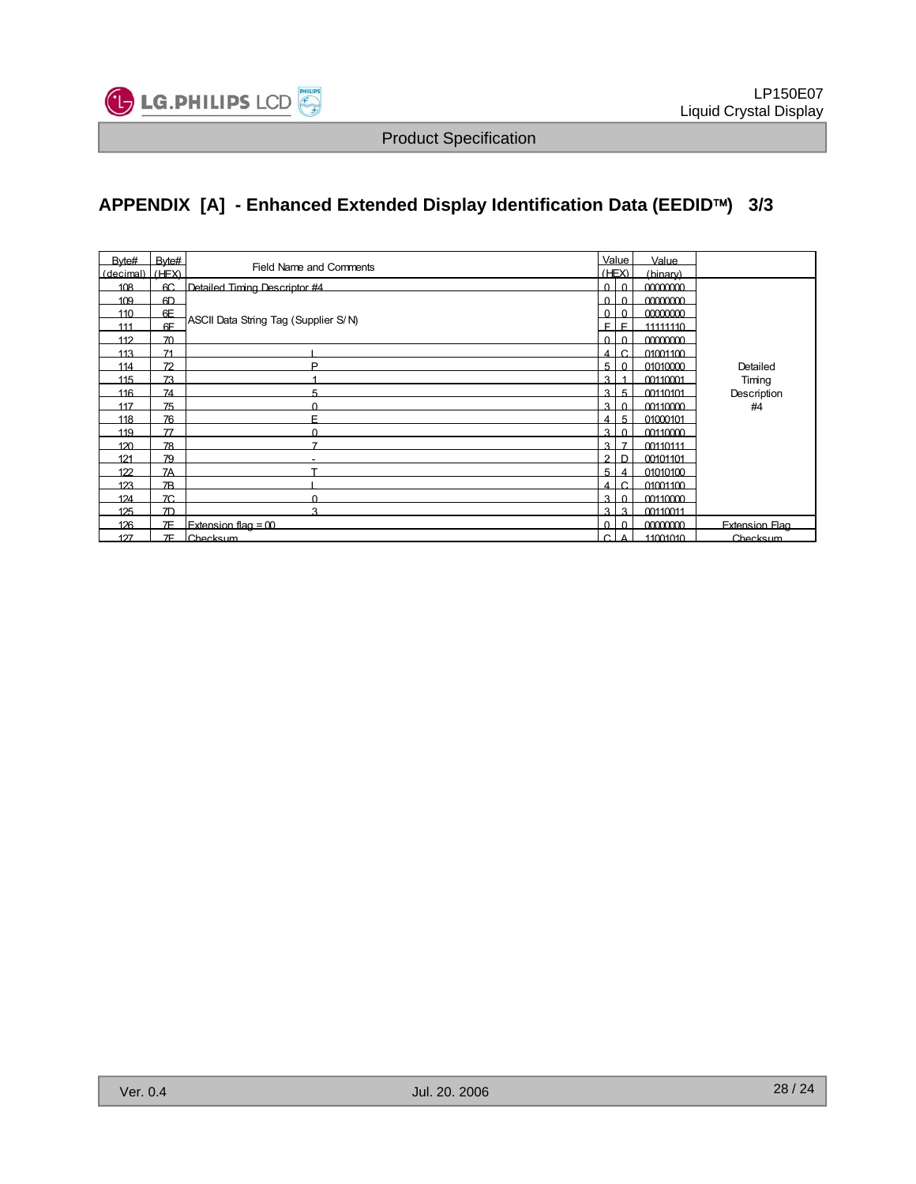## APPENDIX [A] - Enhanced Extended Display Identification Data (EEDID™) 3/3

| Byte# (decimal) | Byte# (HEX) | Field Name and Comments | Value (HEX) | | Value (binary) | |
|---|---|---|---|---|---|---|
| 108 | 6C | Detailed Timing Descriptor #4 | 0 | 0 | 00000000 | Detailed Timing Description #4 |
| 109 | 6D | ASCII Data String Tag (Supplier S/N) | 0 | 0 | 00000000 | |
| 110 | 6E | | 0 | 0 | 00000000 | |
| 111 | 6F | | F | E | 11111110 | |
| 112 | 70 | | 0 | 0 | 00000000 | |
| 113 | 71 | L | 4 | C | 01001100 | |
| 114 | 72 | P | 5 | 0 | 01010000 | |
| 115 | 73 | 1 | 3 | 1 | 00110001 | |
| 116 | 74 | 5 | 3 | 5 | 00110101 | |
| 117 | 75 | 0 | 3 | 0 | 00110000 | |
| 118 | 76 | E | 4 | 5 | 01000101 | |
| 119 | 77 | 0 | 3 | 0 | 00110000 | |
| 120 | 78 | 7 | 3 | 7 | 00110111 | |
| 121 | 79 | - | 2 | D | 00101101 | |
| 122 | 7A | T | 5 | 4 | 01010100 | |
| 123 | 7B | L | 4 | C | 01001100 | |
| 124 | 7C | 0 | 3 | 0 | 00110000 | |
| 125 | 7D | 3 | 3 | 3 | 00110011 | |
| 126 | 7E | Extension flag = 00 | 0 | 0 | 00000000 | Extension Flag |
| 127 | 7F | Checksum | C | A | 11001010 | Checksum |